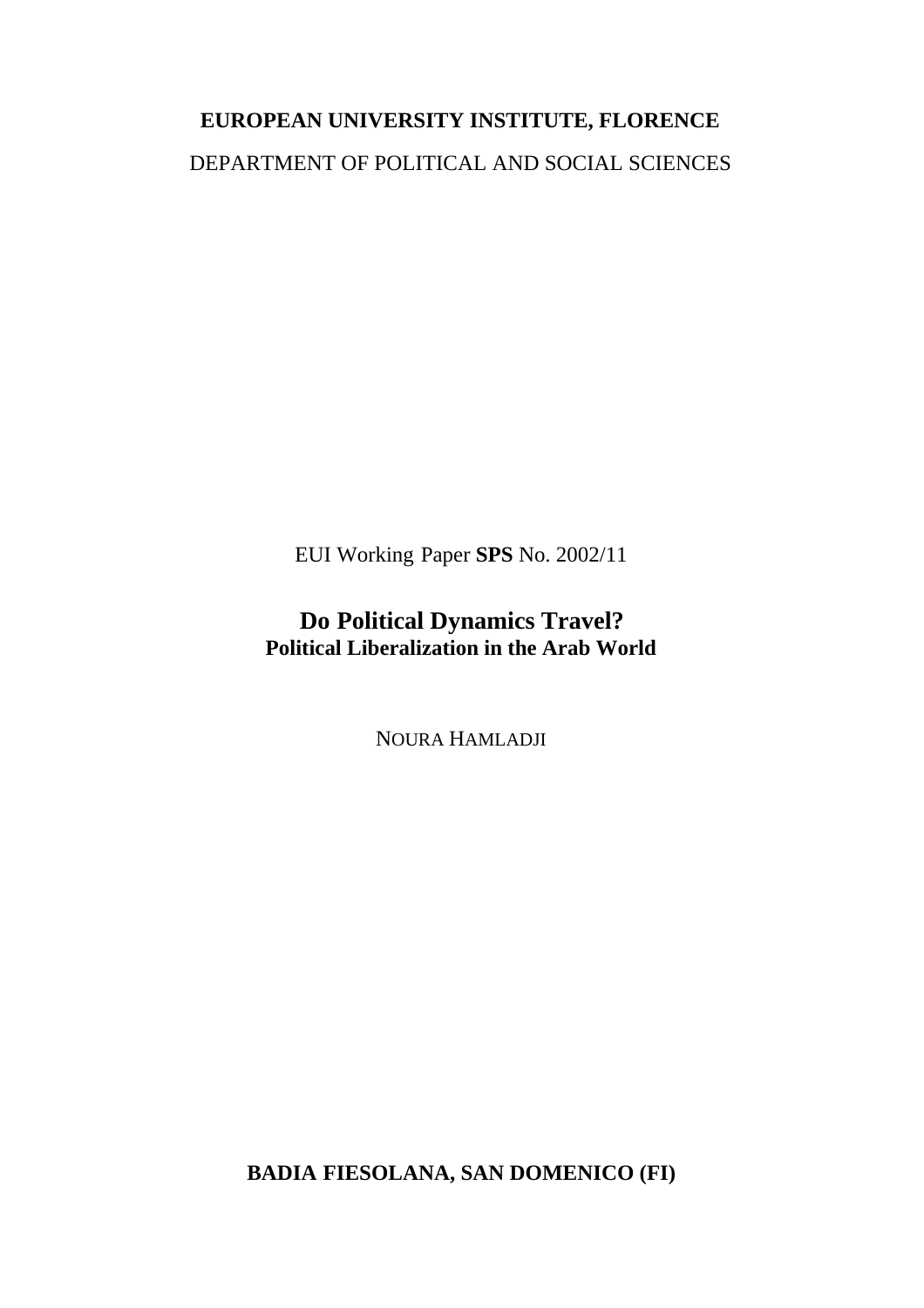**EUROPEAN UNIVERSITY INSTITUTE, FLORENCE**

DEPARTMENT OF POLITICAL AND SOCIAL SCIENCES

EUI Working Paper **SPS** No. 2002/11

# Do Political Dynamics Travel?

## Political Liberalization in the Arab World

NOURA HAMLADJI

**BADIA FIESOLANA, SAN DOMENICO (FI)**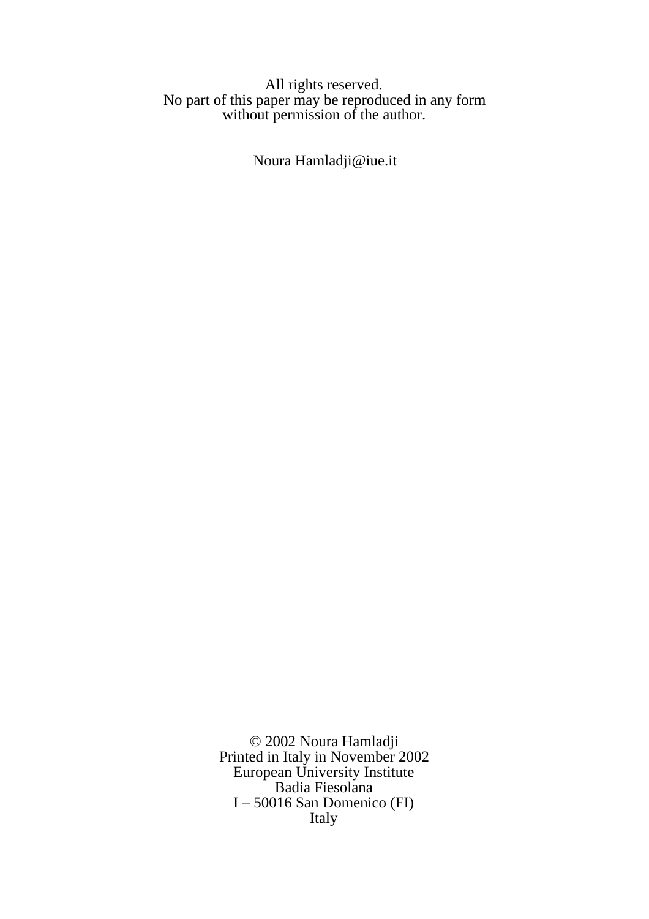All rights reserved.
No part of this paper may be reproduced in any form
without permission of the author.

Noura Hamladji@iue.it

© 2002 Noura Hamladji
Printed in Italy in November 2002
European University Institute
Badia Fiesolana
I – 50016 San Domenico (FI)
Italy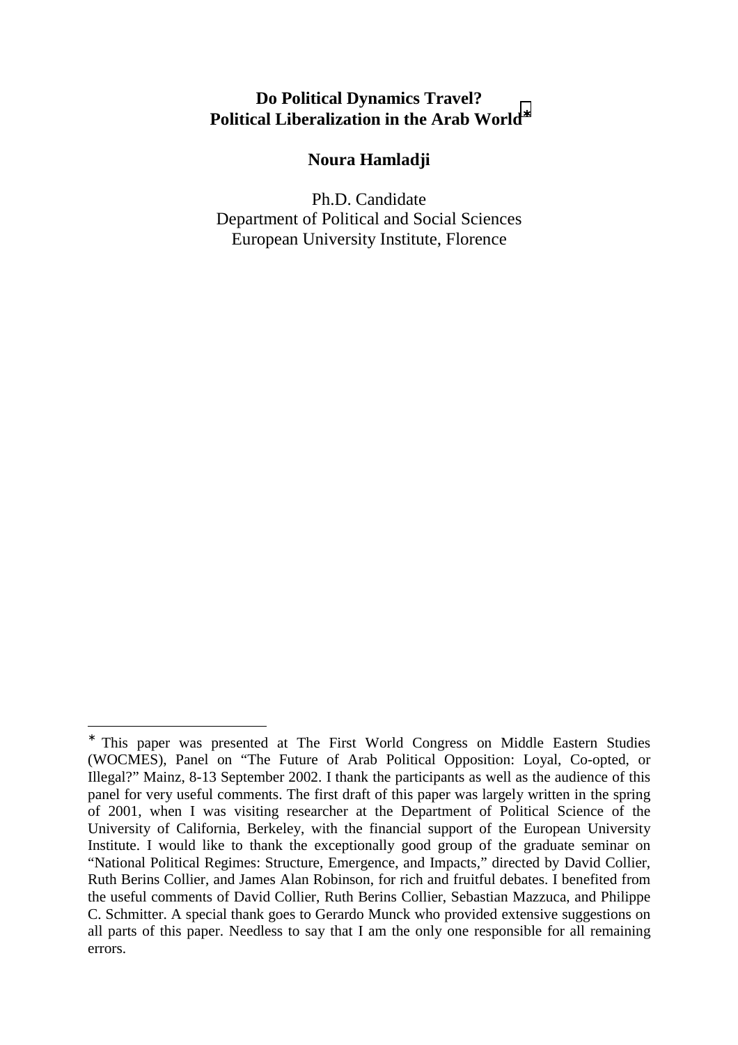# Do Political Dynamics Travel?
# Political Liberalization in the Arab World*

**Noura Hamladji**

Ph.D. Candidate
Department of Political and Social Sciences
European University Institute, Florence

---

* This paper was presented at The First World Congress on Middle Eastern Studies (WOCMES), Panel on "The Future of Arab Political Opposition: Loyal, Co-opted, or Illegal?" Mainz, 8-13 September 2002. I thank the participants as well as the audience of this panel for very useful comments. The first draft of this paper was largely written in the spring of 2001, when I was visiting researcher at the Department of Political Science of the University of California, Berkeley, with the financial support of the European University Institute. I would like to thank the exceptionally good group of the graduate seminar on "National Political Regimes: Structure, Emergence, and Impacts," directed by David Collier, Ruth Berins Collier, and James Alan Robinson, for rich and fruitful debates. I benefited from the useful comments of David Collier, Ruth Berins Collier, Sebastian Mazzuca, and Philippe C. Schmitter. A special thank goes to Gerardo Munck who provided extensive suggestions on all parts of this paper. Needless to say that I am the only one responsible for all remaining errors.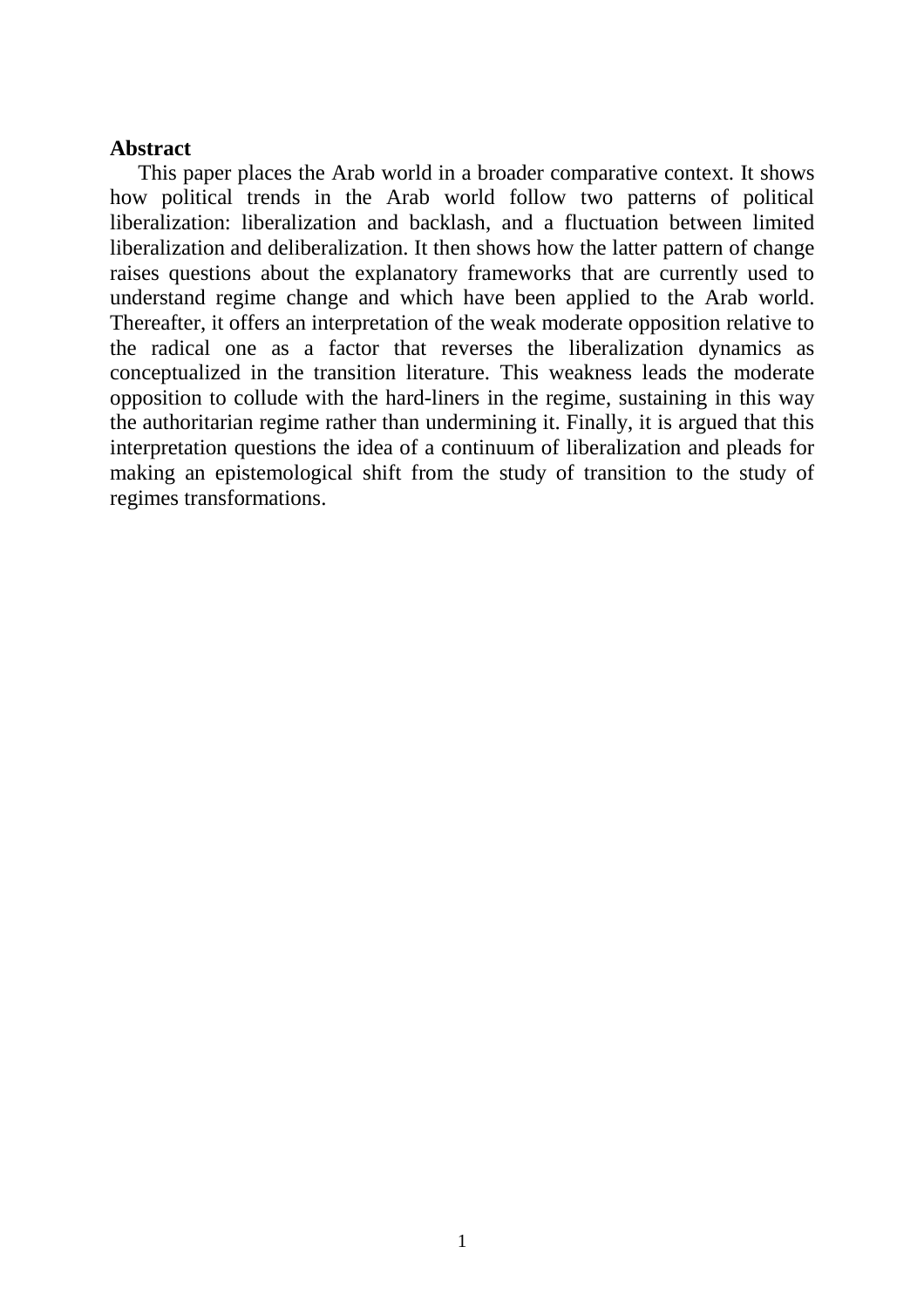**Abstract**

This paper places the Arab world in a broader comparative context. It shows how political trends in the Arab world follow two patterns of political liberalization: liberalization and backlash, and a fluctuation between limited liberalization and deliberalization. It then shows how the latter pattern of change raises questions about the explanatory frameworks that are currently used to understand regime change and which have been applied to the Arab world. Thereafter, it offers an interpretation of the weak moderate opposition relative to the radical one as a factor that reverses the liberalization dynamics as conceptualized in the transition literature. This weakness leads the moderate opposition to collude with the hard-liners in the regime, sustaining in this way the authoritarian regime rather than undermining it. Finally, it is argued that this interpretation questions the idea of a continuum of liberalization and pleads for making an epistemological shift from the study of transition to the study of regimes transformations.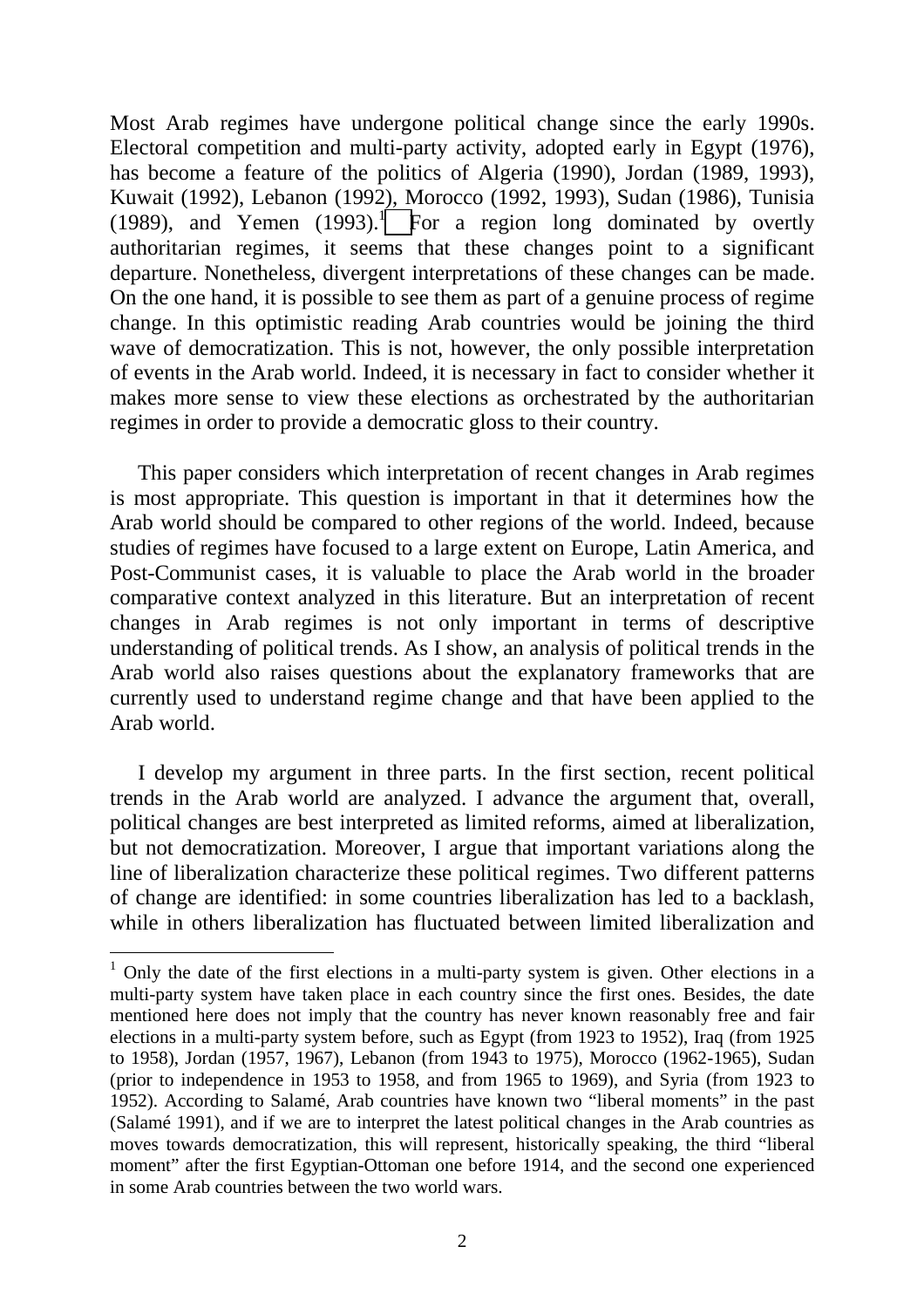Most Arab regimes have undergone political change since the early 1990s. Electoral competition and multi-party activity, adopted early in Egypt (1976), has become a feature of the politics of Algeria (1990), Jordan (1989, 1993), Kuwait (1992), Lebanon (1992), Morocco (1992, 1993), Sudan (1986), Tunisia (1989), and Yemen (1993).[1] For a region long dominated by overtly authoritarian regimes, it seems that these changes point to a significant departure. Nonetheless, divergent interpretations of these changes can be made. On the one hand, it is possible to see them as part of a genuine process of regime change. In this optimistic reading Arab countries would be joining the third wave of democratization. This is not, however, the only possible interpretation of events in the Arab world. Indeed, it is necessary in fact to consider whether it makes more sense to view these elections as orchestrated by the authoritarian regimes in order to provide a democratic gloss to their country.

This paper considers which interpretation of recent changes in Arab regimes is most appropriate. This question is important in that it determines how the Arab world should be compared to other regions of the world. Indeed, because studies of regimes have focused to a large extent on Europe, Latin America, and Post-Communist cases, it is valuable to place the Arab world in the broader comparative context analyzed in this literature. But an interpretation of recent changes in Arab regimes is not only important in terms of descriptive understanding of political trends. As I show, an analysis of political trends in the Arab world also raises questions about the explanatory frameworks that are currently used to understand regime change and that have been applied to the Arab world.

I develop my argument in three parts. In the first section, recent political trends in the Arab world are analyzed. I advance the argument that, overall, political changes are best interpreted as limited reforms, aimed at liberalization, but not democratization. Moreover, I argue that important variations along the line of liberalization characterize these political regimes. Two different patterns of change are identified: in some countries liberalization has led to a backlash, while in others liberalization has fluctuated between limited liberalization and

---

[1] Only the date of the first elections in a multi-party system is given. Other elections in a multi-party system have taken place in each country since the first ones. Besides, the date mentioned here does not imply that the country has never known reasonably free and fair elections in a multi-party system before, such as Egypt (from 1923 to 1952), Iraq (from 1925 to 1958), Jordan (1957, 1967), Lebanon (from 1943 to 1975), Morocco (1962-1965), Sudan (prior to independence in 1953 to 1958, and from 1965 to 1969), and Syria (from 1923 to 1952). According to Salamé, Arab countries have known two "liberal moments" in the past (Salamé 1991), and if we are to interpret the latest political changes in the Arab countries as moves towards democratization, this will represent, historically speaking, the third "liberal moment" after the first Egyptian-Ottoman one before 1914, and the second one experienced in some Arab countries between the two world wars.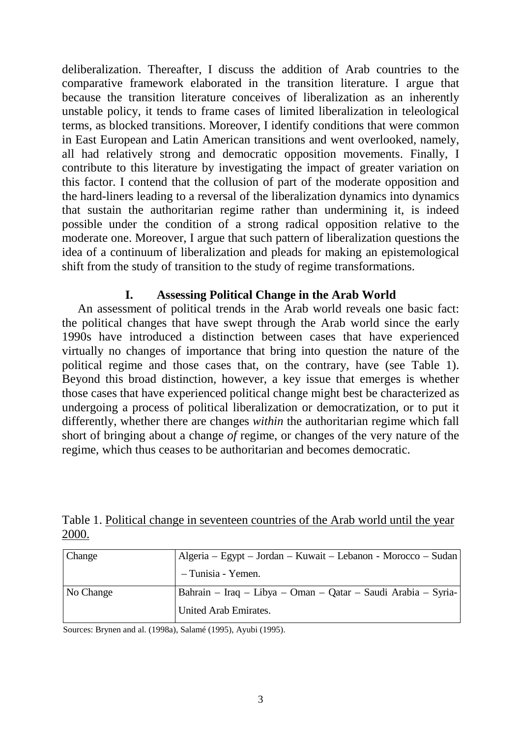deliberalization. Thereafter, I discuss the addition of Arab countries to the comparative framework elaborated in the transition literature. I argue that because the transition literature conceives of liberalization as an inherently unstable policy, it tends to frame cases of limited liberalization in teleological terms, as blocked transitions. Moreover, I identify conditions that were common in East European and Latin American transitions and went overlooked, namely, all had relatively strong and democratic opposition movements. Finally, I contribute to this literature by investigating the impact of greater variation on this factor. I contend that the collusion of part of the moderate opposition and the hard-liners leading to a reversal of the liberalization dynamics into dynamics that sustain the authoritarian regime rather than undermining it, is indeed possible under the condition of a strong radical opposition relative to the moderate one. Moreover, I argue that such pattern of liberalization questions the idea of a continuum of liberalization and pleads for making an epistemological shift from the study of transition to the study of regime transformations.

## I. Assessing Political Change in the Arab World

An assessment of political trends in the Arab world reveals one basic fact: the political changes that have swept through the Arab world since the early 1990s have introduced a distinction between cases that have experienced virtually no changes of importance that bring into question the nature of the political regime and those cases that, on the contrary, have (see Table 1). Beyond this broad distinction, however, a key issue that emerges is whether those cases that have experienced political change might best be characterized as undergoing a process of political liberalization or democratization, or to put it differently, whether there are changes *within* the authoritarian regime which fall short of bringing about a change *of* regime, or changes of the very nature of the regime, which thus ceases to be authoritarian and becomes democratic.

Table 1. Political change in seventeen countries of the Arab world until the year 2000.

| Change | Algeria – Egypt – Jordan – Kuwait – Lebanon - Morocco – Sudan – Tunisia - Yemen. |
|---|---|
| No Change | Bahrain – Iraq – Libya – Oman – Qatar – Saudi Arabia – Syria- United Arab Emirates. |

Sources: Brynen and al. (1998a), Salamé (1995), Ayubi (1995).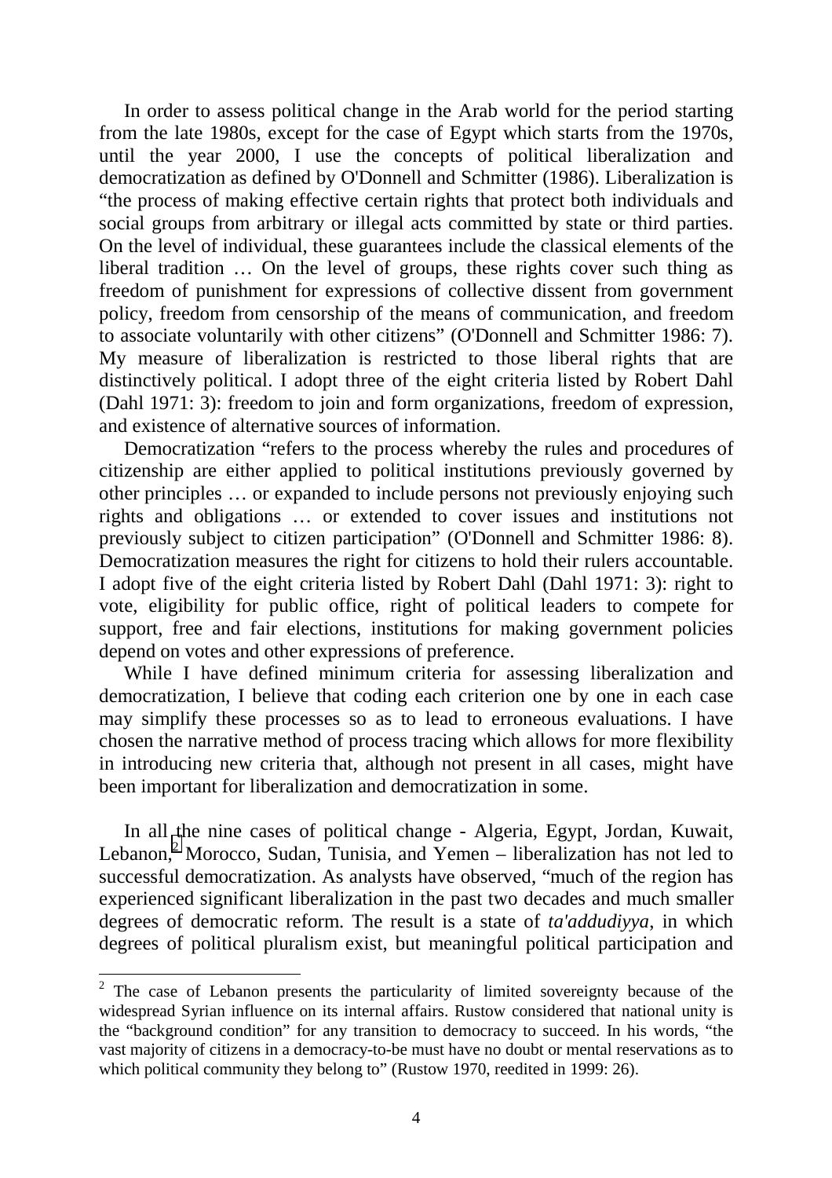In order to assess political change in the Arab world for the period starting from the late 1980s, except for the case of Egypt which starts from the 1970s, until the year 2000, I use the concepts of political liberalization and democratization as defined by O'Donnell and Schmitter (1986). Liberalization is "the process of making effective certain rights that protect both individuals and social groups from arbitrary or illegal acts committed by state or third parties. On the level of individual, these guarantees include the classical elements of the liberal tradition … On the level of groups, these rights cover such thing as freedom of punishment for expressions of collective dissent from government policy, freedom from censorship of the means of communication, and freedom to associate voluntarily with other citizens" (O'Donnell and Schmitter 1986: 7). My measure of liberalization is restricted to those liberal rights that are distinctively political. I adopt three of the eight criteria listed by Robert Dahl (Dahl 1971: 3): freedom to join and form organizations, freedom of expression, and existence of alternative sources of information.

Democratization "refers to the process whereby the rules and procedures of citizenship are either applied to political institutions previously governed by other principles … or expanded to include persons not previously enjoying such rights and obligations … or extended to cover issues and institutions not previously subject to citizen participation" (O'Donnell and Schmitter 1986: 8). Democratization measures the right for citizens to hold their rulers accountable. I adopt five of the eight criteria listed by Robert Dahl (Dahl 1971: 3): right to vote, eligibility for public office, right of political leaders to compete for support, free and fair elections, institutions for making government policies depend on votes and other expressions of preference.

While I have defined minimum criteria for assessing liberalization and democratization, I believe that coding each criterion one by one in each case may simplify these processes so as to lead to erroneous evaluations. I have chosen the narrative method of process tracing which allows for more flexibility in introducing new criteria that, although not present in all cases, might have been important for liberalization and democratization in some.

In all the nine cases of political change - Algeria, Egypt, Jordan, Kuwait, Lebanon,[2] Morocco, Sudan, Tunisia, and Yemen – liberalization has not led to successful democratization. As analysts have observed, "much of the region has experienced significant liberalization in the past two decades and much smaller degrees of democratic reform. The result is a state of *ta'addudiyya*, in which degrees of political pluralism exist, but meaningful political participation and

[2] The case of Lebanon presents the particularity of limited sovereignty because of the widespread Syrian influence on its internal affairs. Rustow considered that national unity is the "background condition" for any transition to democracy to succeed. In his words, "the vast majority of citizens in a democracy-to-be must have no doubt or mental reservations as to which political community they belong to" (Rustow 1970, reedited in 1999: 26).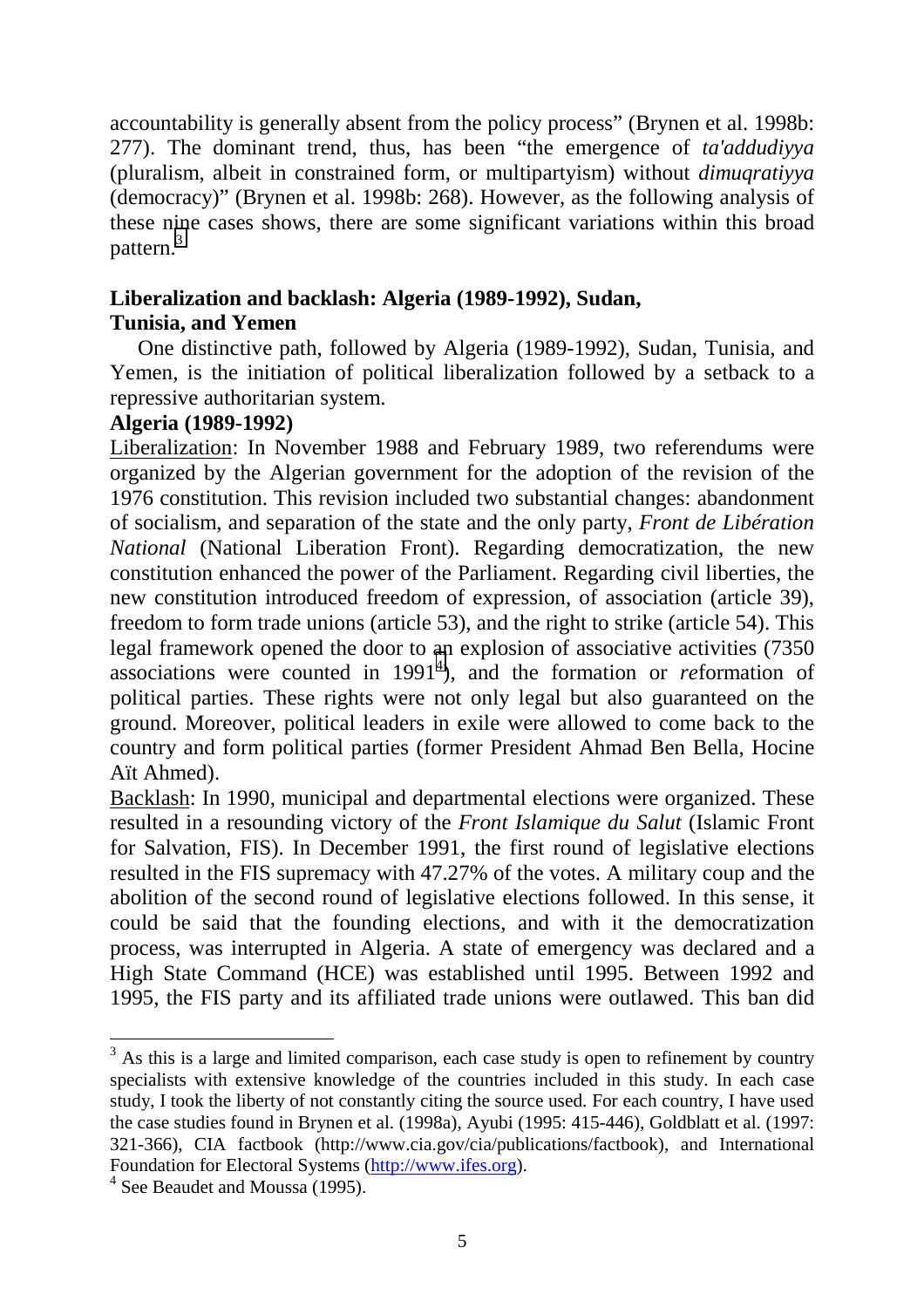accountability is generally absent from the policy process" (Brynen et al. 1998b: 277). The dominant trend, thus, has been "the emergence of *ta'addudiyya* (pluralism, albeit in constrained form, or multipartyism) without *dimuqratiyya* (democracy)" (Brynen et al. 1998b: 268). However, as the following analysis of these nine cases shows, there are some significant variations within this broad pattern.[3]

### Liberalization and backlash: Algeria (1989-1992), Sudan, Tunisia, and Yemen

One distinctive path, followed by Algeria (1989-1992), Sudan, Tunisia, and Yemen, is the initiation of political liberalization followed by a setback to a repressive authoritarian system.

#### Algeria (1989-1992)

Liberalization: In November 1988 and February 1989, two referendums were organized by the Algerian government for the adoption of the revision of the 1976 constitution. This revision included two substantial changes: abandonment of socialism, and separation of the state and the only party, *Front de Libération National* (National Liberation Front). Regarding democratization, the new constitution enhanced the power of the Parliament. Regarding civil liberties, the new constitution introduced freedom of expression, of association (article 39), freedom to form trade unions (article 53), and the right to strike (article 54). This legal framework opened the door to an explosion of associative activities (7350 associations were counted in 1991[4]), and the formation or *re*formation of political parties. These rights were not only legal but also guaranteed on the ground. Moreover, political leaders in exile were allowed to come back to the country and form political parties (former President Ahmad Ben Bella, Hocine Aït Ahmed).

Backlash: In 1990, municipal and departmental elections were organized. These resulted in a resounding victory of the *Front Islamique du Salut* (Islamic Front for Salvation, FIS). In December 1991, the first round of legislative elections resulted in the FIS supremacy with 47.27% of the votes. A military coup and the abolition of the second round of legislative elections followed. In this sense, it could be said that the founding elections, and with it the democratization process, was interrupted in Algeria. A state of emergency was declared and a High State Command (HCE) was established until 1995. Between 1992 and 1995, the FIS party and its affiliated trade unions were outlawed. This ban did

---

[3] As this is a large and limited comparison, each case study is open to refinement by country specialists with extensive knowledge of the countries included in this study. In each case study, I took the liberty of not constantly citing the source used. For each country, I have used the case studies found in Brynen et al. (1998a), Ayubi (1995: 415-446), Goldblatt et al. (1997: 321-366), CIA factbook (http://www.cia.gov/cia/publications/factbook), and International Foundation for Electoral Systems (http://www.ifes.org).

[4] See Beaudet and Moussa (1995).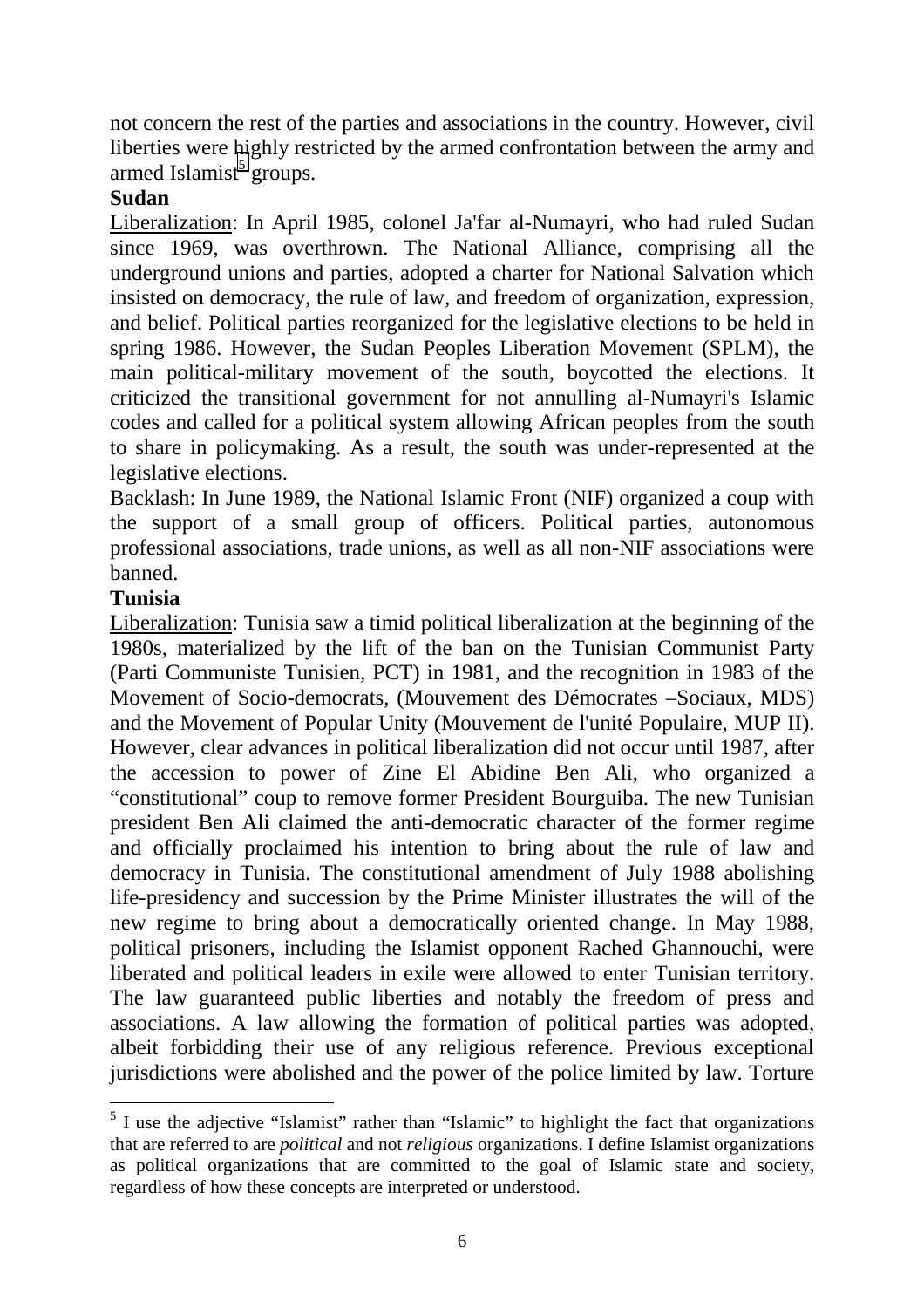not concern the rest of the parties and associations in the country. However, civil liberties were highly restricted by the armed confrontation between the army and armed Islamist[5] groups.

**Sudan**

Liberalization: In April 1985, colonel Ja'far al-Numayri, who had ruled Sudan since 1969, was overthrown. The National Alliance, comprising all the underground unions and parties, adopted a charter for National Salvation which insisted on democracy, the rule of law, and freedom of organization, expression, and belief. Political parties reorganized for the legislative elections to be held in spring 1986. However, the Sudan Peoples Liberation Movement (SPLM), the main political-military movement of the south, boycotted the elections. It criticized the transitional government for not annulling al-Numayri's Islamic codes and called for a political system allowing African peoples from the south to share in policymaking. As a result, the south was under-represented at the legislative elections.

Backlash: In June 1989, the National Islamic Front (NIF) organized a coup with the support of a small group of officers. Political parties, autonomous professional associations, trade unions, as well as all non-NIF associations were banned.

**Tunisia**

Liberalization: Tunisia saw a timid political liberalization at the beginning of the 1980s, materialized by the lift of the ban on the Tunisian Communist Party (Parti Communiste Tunisien, PCT) in 1981, and the recognition in 1983 of the Movement of Socio-democrats, (Mouvement des Démocrates –Sociaux, MDS) and the Movement of Popular Unity (Mouvement de l'unité Populaire, MUP II). However, clear advances in political liberalization did not occur until 1987, after the accession to power of Zine El Abidine Ben Ali, who organized a "constitutional" coup to remove former President Bourguiba. The new Tunisian president Ben Ali claimed the anti-democratic character of the former regime and officially proclaimed his intention to bring about the rule of law and democracy in Tunisia. The constitutional amendment of July 1988 abolishing life-presidency and succession by the Prime Minister illustrates the will of the new regime to bring about a democratically oriented change. In May 1988, political prisoners, including the Islamist opponent Rached Ghannouchi, were liberated and political leaders in exile were allowed to enter Tunisian territory. The law guaranteed public liberties and notably the freedom of press and associations. A law allowing the formation of political parties was adopted, albeit forbidding their use of any religious reference. Previous exceptional jurisdictions were abolished and the power of the police limited by law. Torture

---

[5] I use the adjective "Islamist" rather than "Islamic" to highlight the fact that organizations that are referred to are *political* and not *religious* organizations. I define Islamist organizations as political organizations that are committed to the goal of Islamic state and society, regardless of how these concepts are interpreted or understood.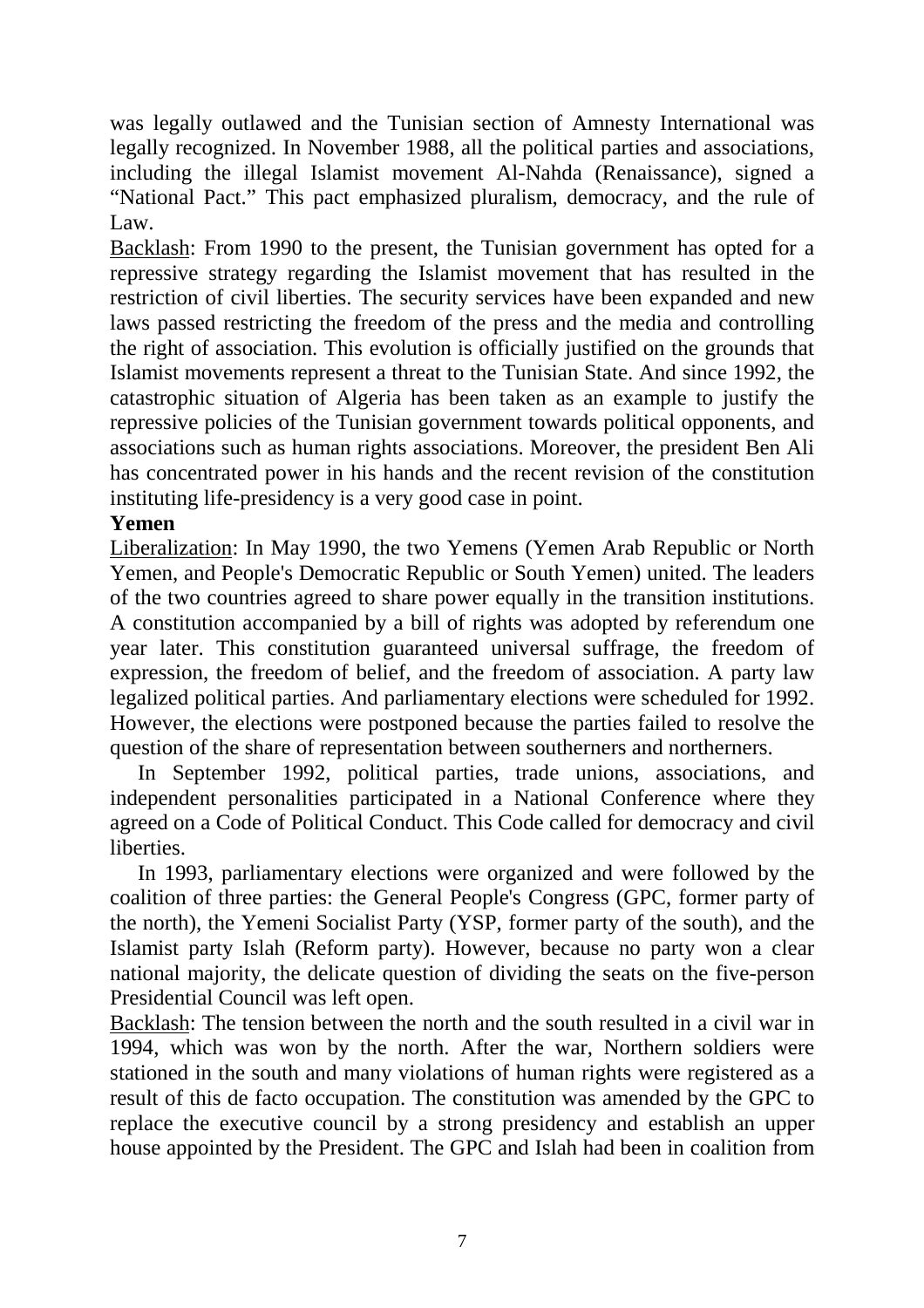was legally outlawed and the Tunisian section of Amnesty International was legally recognized. In November 1988, all the political parties and associations, including the illegal Islamist movement Al-Nahda (Renaissance), signed a "National Pact." This pact emphasized pluralism, democracy, and the rule of Law.

Backlash: From 1990 to the present, the Tunisian government has opted for a repressive strategy regarding the Islamist movement that has resulted in the restriction of civil liberties. The security services have been expanded and new laws passed restricting the freedom of the press and the media and controlling the right of association. This evolution is officially justified on the grounds that Islamist movements represent a threat to the Tunisian State. And since 1992, the catastrophic situation of Algeria has been taken as an example to justify the repressive policies of the Tunisian government towards political opponents, and associations such as human rights associations. Moreover, the president Ben Ali has concentrated power in his hands and the recent revision of the constitution instituting life-presidency is a very good case in point.

**Yemen**

Liberalization: In May 1990, the two Yemens (Yemen Arab Republic or North Yemen, and People's Democratic Republic or South Yemen) united. The leaders of the two countries agreed to share power equally in the transition institutions. A constitution accompanied by a bill of rights was adopted by referendum one year later. This constitution guaranteed universal suffrage, the freedom of expression, the freedom of belief, and the freedom of association. A party law legalized political parties. And parliamentary elections were scheduled for 1992. However, the elections were postponed because the parties failed to resolve the question of the share of representation between southerners and northerners.

In September 1992, political parties, trade unions, associations, and independent personalities participated in a National Conference where they agreed on a Code of Political Conduct. This Code called for democracy and civil liberties.

In 1993, parliamentary elections were organized and were followed by the coalition of three parties: the General People's Congress (GPC, former party of the north), the Yemeni Socialist Party (YSP, former party of the south), and the Islamist party Islah (Reform party). However, because no party won a clear national majority, the delicate question of dividing the seats on the five-person Presidential Council was left open.

Backlash: The tension between the north and the south resulted in a civil war in 1994, which was won by the north. After the war, Northern soldiers were stationed in the south and many violations of human rights were registered as a result of this de facto occupation. The constitution was amended by the GPC to replace the executive council by a strong presidency and establish an upper house appointed by the President. The GPC and Islah had been in coalition from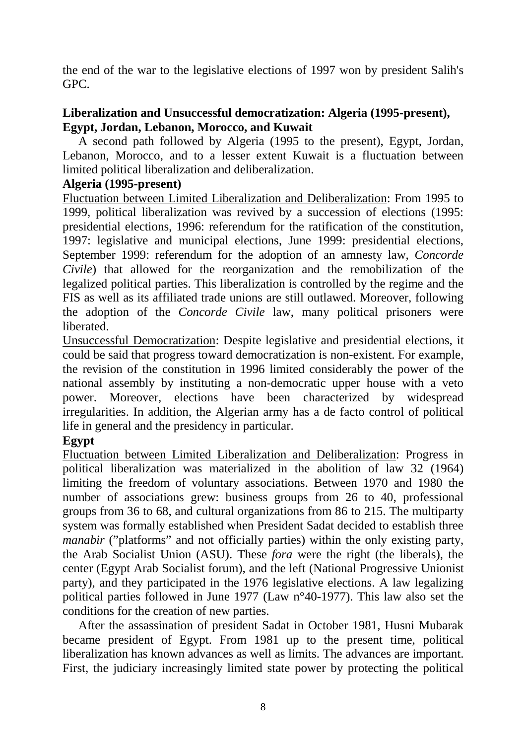the end of the war to the legislative elections of 1997 won by president Salih's GPC.

### Liberalization and Unsuccessful democratization: Algeria (1995-present), Egypt, Jordan, Lebanon, Morocco, and Kuwait

A second path followed by Algeria (1995 to the present), Egypt, Jordan, Lebanon, Morocco, and to a lesser extent Kuwait is a fluctuation between limited political liberalization and deliberalization.

#### Algeria (1995-present)

<u>Fluctuation between Limited Liberalization and Deliberalization</u>: From 1995 to 1999, political liberalization was revived by a succession of elections (1995: presidential elections, 1996: referendum for the ratification of the constitution, 1997: legislative and municipal elections, June 1999: presidential elections, September 1999: referendum for the adoption of an amnesty law, *Concorde Civile*) that allowed for the reorganization and the remobilization of the legalized political parties. This liberalization is controlled by the regime and the FIS as well as its affiliated trade unions are still outlawed. Moreover, following the adoption of the *Concorde Civile* law, many political prisoners were liberated.

<u>Unsuccessful Democratization</u>: Despite legislative and presidential elections, it could be said that progress toward democratization is non-existent. For example, the revision of the constitution in 1996 limited considerably the power of the national assembly by instituting a non-democratic upper house with a veto power. Moreover, elections have been characterized by widespread irregularities. In addition, the Algerian army has a de facto control of political life in general and the presidency in particular.

#### Egypt

<u>Fluctuation between Limited Liberalization and Deliberalization</u>: Progress in political liberalization was materialized in the abolition of law 32 (1964) limiting the freedom of voluntary associations. Between 1970 and 1980 the number of associations grew: business groups from 26 to 40, professional groups from 36 to 68, and cultural organizations from 86 to 215. The multiparty system was formally established when President Sadat decided to establish three *manabir* ("platforms" and not officially parties) within the only existing party, the Arab Socialist Union (ASU). These *fora* were the right (the liberals), the center (Egypt Arab Socialist forum), and the left (National Progressive Unionist party), and they participated in the 1976 legislative elections. A law legalizing political parties followed in June 1977 (Law n°40-1977). This law also set the conditions for the creation of new parties.

After the assassination of president Sadat in October 1981, Husni Mubarak became president of Egypt. From 1981 up to the present time, political liberalization has known advances as well as limits. The advances are important. First, the judiciary increasingly limited state power by protecting the political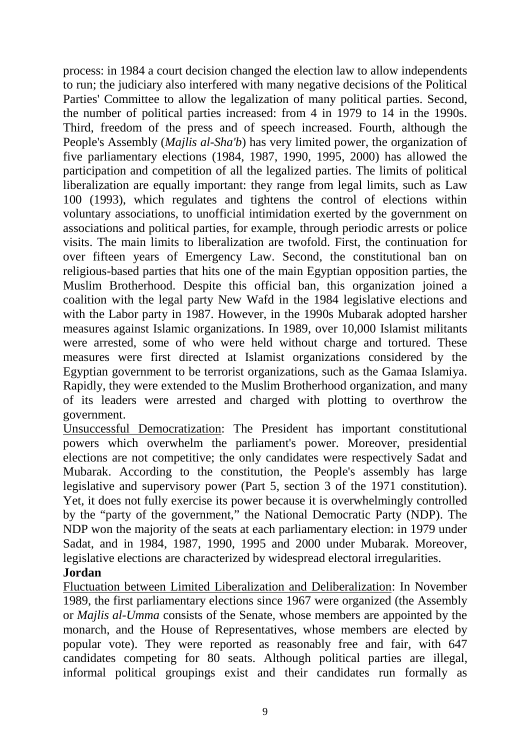process: in 1984 a court decision changed the election law to allow independents to run; the judiciary also interfered with many negative decisions of the Political Parties' Committee to allow the legalization of many political parties. Second, the number of political parties increased: from 4 in 1979 to 14 in the 1990s. Third, freedom of the press and of speech increased. Fourth, although the People's Assembly (*Majlis al-Sha'b*) has very limited power, the organization of five parliamentary elections (1984, 1987, 1990, 1995, 2000) has allowed the participation and competition of all the legalized parties. The limits of political liberalization are equally important: they range from legal limits, such as Law 100 (1993), which regulates and tightens the control of elections within voluntary associations, to unofficial intimidation exerted by the government on associations and political parties, for example, through periodic arrests or police visits. The main limits to liberalization are twofold. First, the continuation for over fifteen years of Emergency Law. Second, the constitutional ban on religious-based parties that hits one of the main Egyptian opposition parties, the Muslim Brotherhood. Despite this official ban, this organization joined a coalition with the legal party New Wafd in the 1984 legislative elections and with the Labor party in 1987. However, in the 1990s Mubarak adopted harsher measures against Islamic organizations. In 1989, over 10,000 Islamist militants were arrested, some of who were held without charge and tortured. These measures were first directed at Islamist organizations considered by the Egyptian government to be terrorist organizations, such as the Gamaa Islamiya. Rapidly, they were extended to the Muslim Brotherhood organization, and many of its leaders were arrested and charged with plotting to overthrow the government.

Unsuccessful Democratization: The President has important constitutional powers which overwhelm the parliament's power. Moreover, presidential elections are not competitive; the only candidates were respectively Sadat and Mubarak. According to the constitution, the People's assembly has large legislative and supervisory power (Part 5, section 3 of the 1971 constitution). Yet, it does not fully exercise its power because it is overwhelmingly controlled by the "party of the government," the National Democratic Party (NDP). The NDP won the majority of the seats at each parliamentary election: in 1979 under Sadat, and in 1984, 1987, 1990, 1995 and 2000 under Mubarak. Moreover, legislative elections are characterized by widespread electoral irregularities.

**Jordan**

Fluctuation between Limited Liberalization and Deliberalization: In November 1989, the first parliamentary elections since 1967 were organized (the Assembly or *Majlis al-Umma* consists of the Senate, whose members are appointed by the monarch, and the House of Representatives, whose members are elected by popular vote). They were reported as reasonably free and fair, with 647 candidates competing for 80 seats. Although political parties are illegal, informal political groupings exist and their candidates run formally as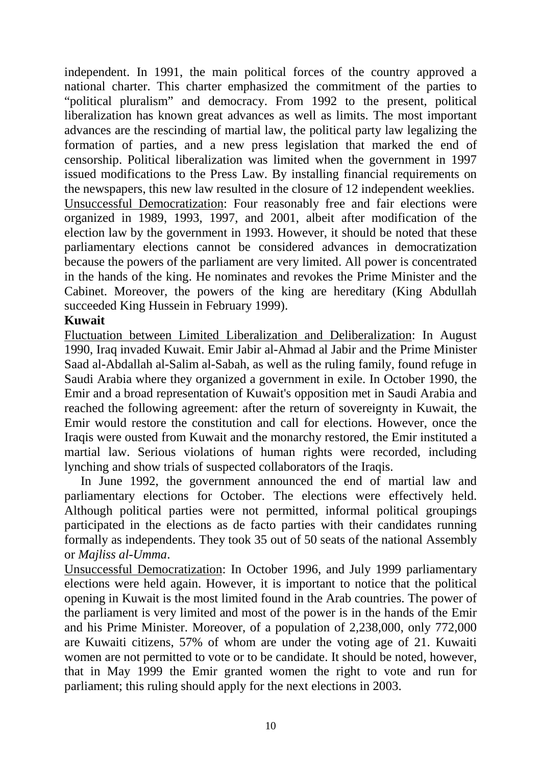independent. In 1991, the main political forces of the country approved a national charter. This charter emphasized the commitment of the parties to "political pluralism" and democracy. From 1992 to the present, political liberalization has known great advances as well as limits. The most important advances are the rescinding of martial law, the political party law legalizing the formation of parties, and a new press legislation that marked the end of censorship. Political liberalization was limited when the government in 1997 issued modifications to the Press Law. By installing financial requirements on the newspapers, this new law resulted in the closure of 12 independent weeklies.

<u>Unsuccessful Democratization</u>: Four reasonably free and fair elections were organized in 1989, 1993, 1997, and 2001, albeit after modification of the election law by the government in 1993. However, it should be noted that these parliamentary elections cannot be considered advances in democratization because the powers of the parliament are very limited. All power is concentrated in the hands of the king. He nominates and revokes the Prime Minister and the Cabinet. Moreover, the powers of the king are hereditary (King Abdullah succeeded King Hussein in February 1999).

**Kuwait**

<u>Fluctuation between Limited Liberalization and Deliberalization</u>: In August 1990, Iraq invaded Kuwait. Emir Jabir al-Ahmad al Jabir and the Prime Minister Saad al-Abdallah al-Salim al-Sabah, as well as the ruling family, found refuge in Saudi Arabia where they organized a government in exile. In October 1990, the Emir and a broad representation of Kuwait's opposition met in Saudi Arabia and reached the following agreement: after the return of sovereignty in Kuwait, the Emir would restore the constitution and call for elections. However, once the Iraqis were ousted from Kuwait and the monarchy restored, the Emir instituted a martial law. Serious violations of human rights were recorded, including lynching and show trials of suspected collaborators of the Iraqis.

In June 1992, the government announced the end of martial law and parliamentary elections for October. The elections were effectively held. Although political parties were not permitted, informal political groupings participated in the elections as de facto parties with their candidates running formally as independents. They took 35 out of 50 seats of the national Assembly or *Majliss al-Umma*.

<u>Unsuccessful Democratization</u>: In October 1996, and July 1999 parliamentary elections were held again. However, it is important to notice that the political opening in Kuwait is the most limited found in the Arab countries. The power of the parliament is very limited and most of the power is in the hands of the Emir and his Prime Minister. Moreover, of a population of 2,238,000, only 772,000 are Kuwaiti citizens, 57% of whom are under the voting age of 21. Kuwaiti women are not permitted to vote or to be candidate. It should be noted, however, that in May 1999 the Emir granted women the right to vote and run for parliament; this ruling should apply for the next elections in 2003.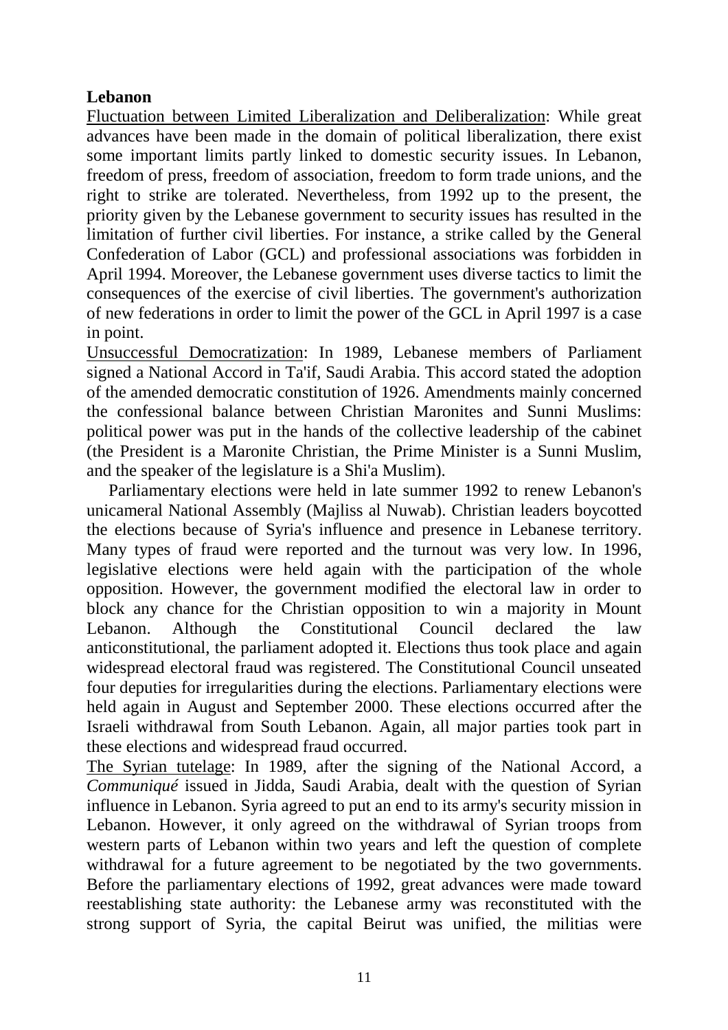**Lebanon**

Fluctuation between Limited Liberalization and Deliberalization: While great advances have been made in the domain of political liberalization, there exist some important limits partly linked to domestic security issues. In Lebanon, freedom of press, freedom of association, freedom to form trade unions, and the right to strike are tolerated. Nevertheless, from 1992 up to the present, the priority given by the Lebanese government to security issues has resulted in the limitation of further civil liberties. For instance, a strike called by the General Confederation of Labor (GCL) and professional associations was forbidden in April 1994. Moreover, the Lebanese government uses diverse tactics to limit the consequences of the exercise of civil liberties. The government's authorization of new federations in order to limit the power of the GCL in April 1997 is a case in point.

Unsuccessful Democratization: In 1989, Lebanese members of Parliament signed a National Accord in Ta'if, Saudi Arabia. This accord stated the adoption of the amended democratic constitution of 1926. Amendments mainly concerned the confessional balance between Christian Maronites and Sunni Muslims: political power was put in the hands of the collective leadership of the cabinet (the President is a Maronite Christian, the Prime Minister is a Sunni Muslim, and the speaker of the legislature is a Shi'a Muslim).

Parliamentary elections were held in late summer 1992 to renew Lebanon's unicameral National Assembly (Majliss al Nuwab). Christian leaders boycotted the elections because of Syria's influence and presence in Lebanese territory. Many types of fraud were reported and the turnout was very low. In 1996, legislative elections were held again with the participation of the whole opposition. However, the government modified the electoral law in order to block any chance for the Christian opposition to win a majority in Mount Lebanon. Although the Constitutional Council declared the law anticonstitutional, the parliament adopted it. Elections thus took place and again widespread electoral fraud was registered. The Constitutional Council unseated four deputies for irregularities during the elections. Parliamentary elections were held again in August and September 2000. These elections occurred after the Israeli withdrawal from South Lebanon. Again, all major parties took part in these elections and widespread fraud occurred.

The Syrian tutelage: In 1989, after the signing of the National Accord, a *Communiqué* issued in Jidda, Saudi Arabia, dealt with the question of Syrian influence in Lebanon. Syria agreed to put an end to its army's security mission in Lebanon. However, it only agreed on the withdrawal of Syrian troops from western parts of Lebanon within two years and left the question of complete withdrawal for a future agreement to be negotiated by the two governments. Before the parliamentary elections of 1992, great advances were made toward reestablishing state authority: the Lebanese army was reconstituted with the strong support of Syria, the capital Beirut was unified, the militias were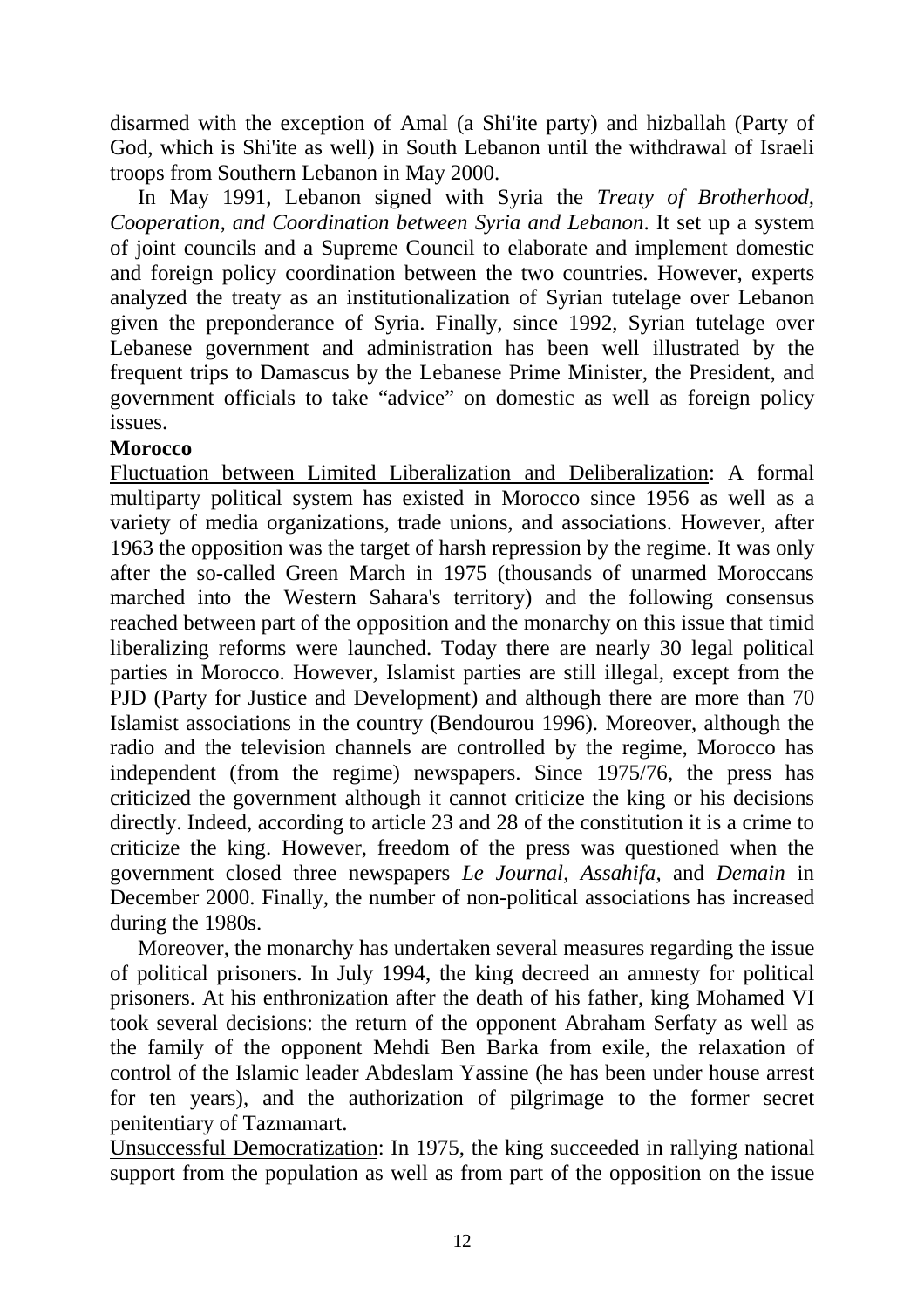disarmed with the exception of Amal (a Shi'ite party) and hizballah (Party of God, which is Shi'ite as well) in South Lebanon until the withdrawal of Israeli troops from Southern Lebanon in May 2000.

In May 1991, Lebanon signed with Syria the *Treaty of Brotherhood, Cooperation, and Coordination between Syria and Lebanon*. It set up a system of joint councils and a Supreme Council to elaborate and implement domestic and foreign policy coordination between the two countries. However, experts analyzed the treaty as an institutionalization of Syrian tutelage over Lebanon given the preponderance of Syria. Finally, since 1992, Syrian tutelage over Lebanese government and administration has been well illustrated by the frequent trips to Damascus by the Lebanese Prime Minister, the President, and government officials to take "advice" on domestic as well as foreign policy issues.

**Morocco**

<u>Fluctuation between Limited Liberalization and Deliberalization</u>: A formal multiparty political system has existed in Morocco since 1956 as well as a variety of media organizations, trade unions, and associations. However, after 1963 the opposition was the target of harsh repression by the regime. It was only after the so-called Green March in 1975 (thousands of unarmed Moroccans marched into the Western Sahara's territory) and the following consensus reached between part of the opposition and the monarchy on this issue that timid liberalizing reforms were launched. Today there are nearly 30 legal political parties in Morocco. However, Islamist parties are still illegal, except from the PJD (Party for Justice and Development) and although there are more than 70 Islamist associations in the country (Bendourou 1996). Moreover, although the radio and the television channels are controlled by the regime, Morocco has independent (from the regime) newspapers. Since 1975/76, the press has criticized the government although it cannot criticize the king or his decisions directly. Indeed, according to article 23 and 28 of the constitution it is a crime to criticize the king. However, freedom of the press was questioned when the government closed three newspapers *Le Journal*, *Assahifa*, and *Demain* in December 2000. Finally, the number of non-political associations has increased during the 1980s.

Moreover, the monarchy has undertaken several measures regarding the issue of political prisoners. In July 1994, the king decreed an amnesty for political prisoners. At his enthronization after the death of his father, king Mohamed VI took several decisions: the return of the opponent Abraham Serfaty as well as the family of the opponent Mehdi Ben Barka from exile, the relaxation of control of the Islamic leader Abdeslam Yassine (he has been under house arrest for ten years), and the authorization of pilgrimage to the former secret penitentiary of Tazmamart.

<u>Unsuccessful Democratization</u>: In 1975, the king succeeded in rallying national support from the population as well as from part of the opposition on the issue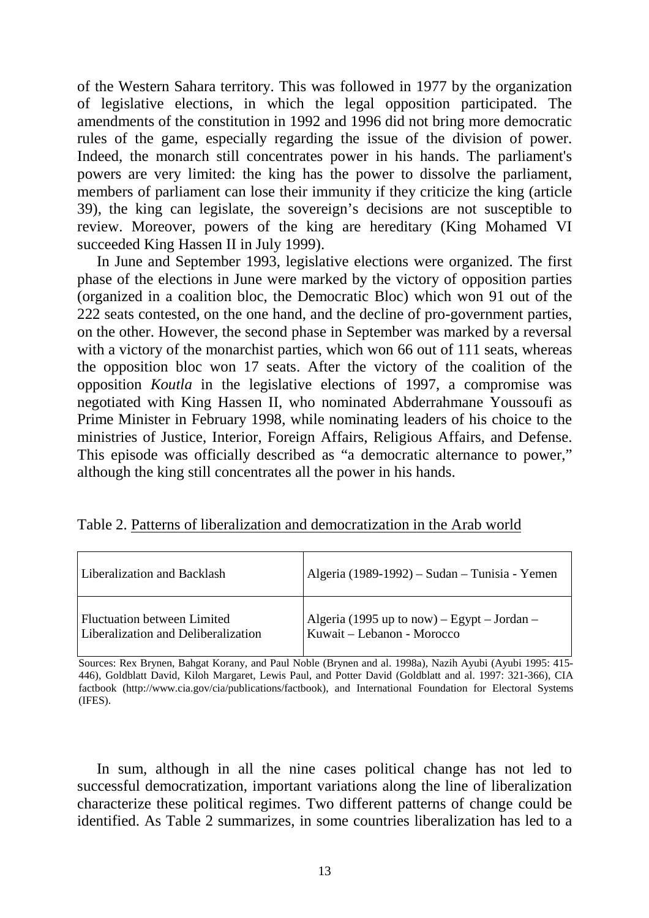of the Western Sahara territory. This was followed in 1977 by the organization of legislative elections, in which the legal opposition participated. The amendments of the constitution in 1992 and 1996 did not bring more democratic rules of the game, especially regarding the issue of the division of power. Indeed, the monarch still concentrates power in his hands. The parliament's powers are very limited: the king has the power to dissolve the parliament, members of parliament can lose their immunity if they criticize the king (article 39), the king can legislate, the sovereign's decisions are not susceptible to review. Moreover, powers of the king are hereditary (King Mohamed VI succeeded King Hassen II in July 1999).

In June and September 1993, legislative elections were organized. The first phase of the elections in June were marked by the victory of opposition parties (organized in a coalition bloc, the Democratic Bloc) which won 91 out of the 222 seats contested, on the one hand, and the decline of pro-government parties, on the other. However, the second phase in September was marked by a reversal with a victory of the monarchist parties, which won 66 out of 111 seats, whereas the opposition bloc won 17 seats. After the victory of the coalition of the opposition *Koutla* in the legislative elections of 1997, a compromise was negotiated with King Hassen II, who nominated Abderrahmane Youssoufi as Prime Minister in February 1998, while nominating leaders of his choice to the ministries of Justice, Interior, Foreign Affairs, Religious Affairs, and Defense. This episode was officially described as "a democratic alternance to power," although the king still concentrates all the power in his hands.

Table 2. Patterns of liberalization and democratization in the Arab world

| | |
|---|---|
| Liberalization and Backlash | Algeria (1989-1992) – Sudan – Tunisia - Yemen |
| Fluctuation between Limited Liberalization and Deliberalization | Algeria (1995 up to now) – Egypt – Jordan – Kuwait – Lebanon - Morocco |

Sources: Rex Brynen, Bahgat Korany, and Paul Noble (Brynen and al. 1998a), Nazih Ayubi (Ayubi 1995: 415-446), Goldblatt David, Kiloh Margaret, Lewis Paul, and Potter David (Goldblatt and al. 1997: 321-366), CIA factbook (http://www.cia.gov/cia/publications/factbook), and International Foundation for Electoral Systems (IFES).

In sum, although in all the nine cases political change has not led to successful democratization, important variations along the line of liberalization characterize these political regimes. Two different patterns of change could be identified. As Table 2 summarizes, in some countries liberalization has led to a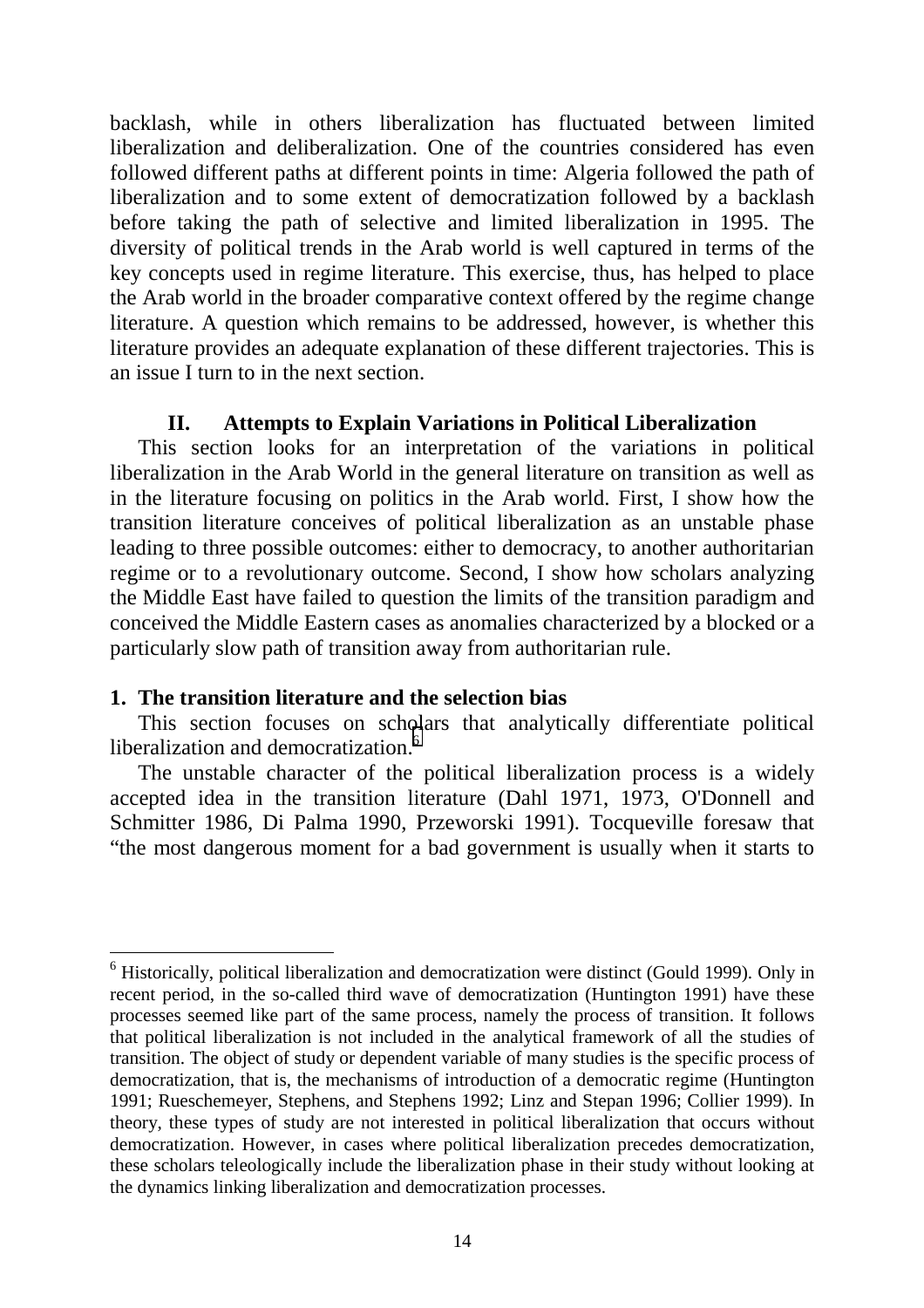backlash, while in others liberalization has fluctuated between limited liberalization and deliberalization. One of the countries considered has even followed different paths at different points in time: Algeria followed the path of liberalization and to some extent of democratization followed by a backlash before taking the path of selective and limited liberalization in 1995. The diversity of political trends in the Arab world is well captured in terms of the key concepts used in regime literature. This exercise, thus, has helped to place the Arab world in the broader comparative context offered by the regime change literature. A question which remains to be addressed, however, is whether this literature provides an adequate explanation of these different trajectories. This is an issue I turn to in the next section.

## II. Attempts to Explain Variations in Political Liberalization

This section looks for an interpretation of the variations in political liberalization in the Arab World in the general literature on transition as well as in the literature focusing on politics in the Arab world. First, I show how the transition literature conceives of political liberalization as an unstable phase leading to three possible outcomes: either to democracy, to another authoritarian regime or to a revolutionary outcome. Second, I show how scholars analyzing the Middle East have failed to question the limits of the transition paradigm and conceived the Middle Eastern cases as anomalies characterized by a blocked or a particularly slow path of transition away from authoritarian rule.

### 1. The transition literature and the selection bias

This section focuses on scholars that analytically differentiate political liberalization and democratization.[6]

The unstable character of the political liberalization process is a widely accepted idea in the transition literature (Dahl 1971, 1973, O'Donnell and Schmitter 1986, Di Palma 1990, Przeworski 1991). Tocqueville foresaw that "the most dangerous moment for a bad government is usually when it starts to

---

[6] Historically, political liberalization and democratization were distinct (Gould 1999). Only in recent period, in the so-called third wave of democratization (Huntington 1991) have these processes seemed like part of the same process, namely the process of transition. It follows that political liberalization is not included in the analytical framework of all the studies of transition. The object of study or dependent variable of many studies is the specific process of democratization, that is, the mechanisms of introduction of a democratic regime (Huntington 1991; Rueschemeyer, Stephens, and Stephens 1992; Linz and Stepan 1996; Collier 1999). In theory, these types of study are not interested in political liberalization that occurs without democratization. However, in cases where political liberalization precedes democratization, these scholars teleologically include the liberalization phase in their study without looking at the dynamics linking liberalization and democratization processes.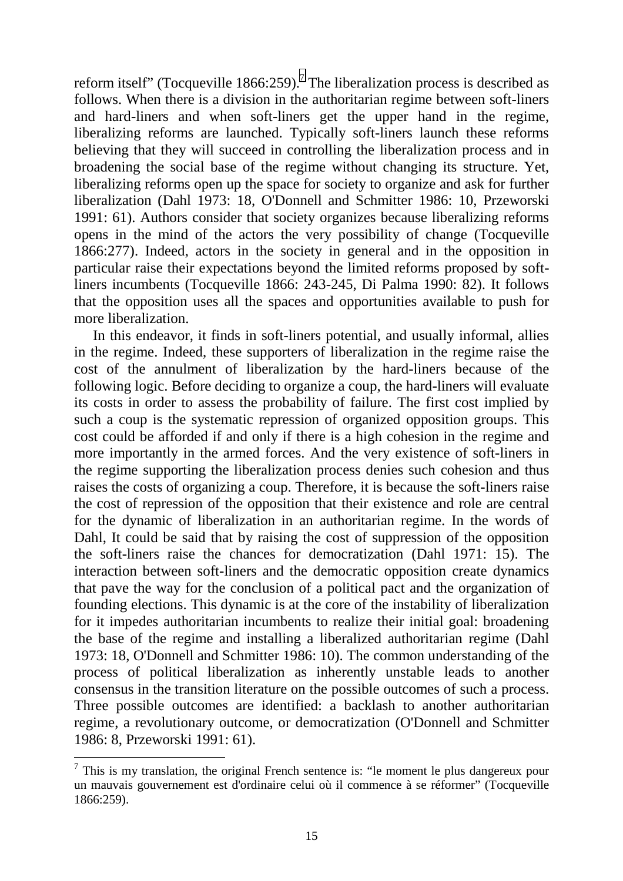reform itself" (Tocqueville 1866:259).[7] The liberalization process is described as follows. When there is a division in the authoritarian regime between soft-liners and hard-liners and when soft-liners get the upper hand in the regime, liberalizing reforms are launched. Typically soft-liners launch these reforms believing that they will succeed in controlling the liberalization process and in broadening the social base of the regime without changing its structure. Yet, liberalizing reforms open up the space for society to organize and ask for further liberalization (Dahl 1973: 18, O'Donnell and Schmitter 1986: 10, Przeworski 1991: 61). Authors consider that society organizes because liberalizing reforms opens in the mind of the actors the very possibility of change (Tocqueville 1866:277). Indeed, actors in the society in general and in the opposition in particular raise their expectations beyond the limited reforms proposed by soft-liners incumbents (Tocqueville 1866: 243-245, Di Palma 1990: 82). It follows that the opposition uses all the spaces and opportunities available to push for more liberalization.

In this endeavor, it finds in soft-liners potential, and usually informal, allies in the regime. Indeed, these supporters of liberalization in the regime raise the cost of the annulment of liberalization by the hard-liners because of the following logic. Before deciding to organize a coup, the hard-liners will evaluate its costs in order to assess the probability of failure. The first cost implied by such a coup is the systematic repression of organized opposition groups. This cost could be afforded if and only if there is a high cohesion in the regime and more importantly in the armed forces. And the very existence of soft-liners in the regime supporting the liberalization process denies such cohesion and thus raises the costs of organizing a coup. Therefore, it is because the soft-liners raise the cost of repression of the opposition that their existence and role are central for the dynamic of liberalization in an authoritarian regime. In the words of Dahl, It could be said that by raising the cost of suppression of the opposition the soft-liners raise the chances for democratization (Dahl 1971: 15). The interaction between soft-liners and the democratic opposition create dynamics that pave the way for the conclusion of a political pact and the organization of founding elections. This dynamic is at the core of the instability of liberalization for it impedes authoritarian incumbents to realize their initial goal: broadening the base of the regime and installing a liberalized authoritarian regime (Dahl 1973: 18, O'Donnell and Schmitter 1986: 10). The common understanding of the process of political liberalization as inherently unstable leads to another consensus in the transition literature on the possible outcomes of such a process. Three possible outcomes are identified: a backlash to another authoritarian regime, a revolutionary outcome, or democratization (O'Donnell and Schmitter 1986: 8, Przeworski 1991: 61).

---

[7] This is my translation, the original French sentence is: "le moment le plus dangereux pour un mauvais gouvernement est d'ordinaire celui où il commence à se réformer" (Tocqueville 1866:259).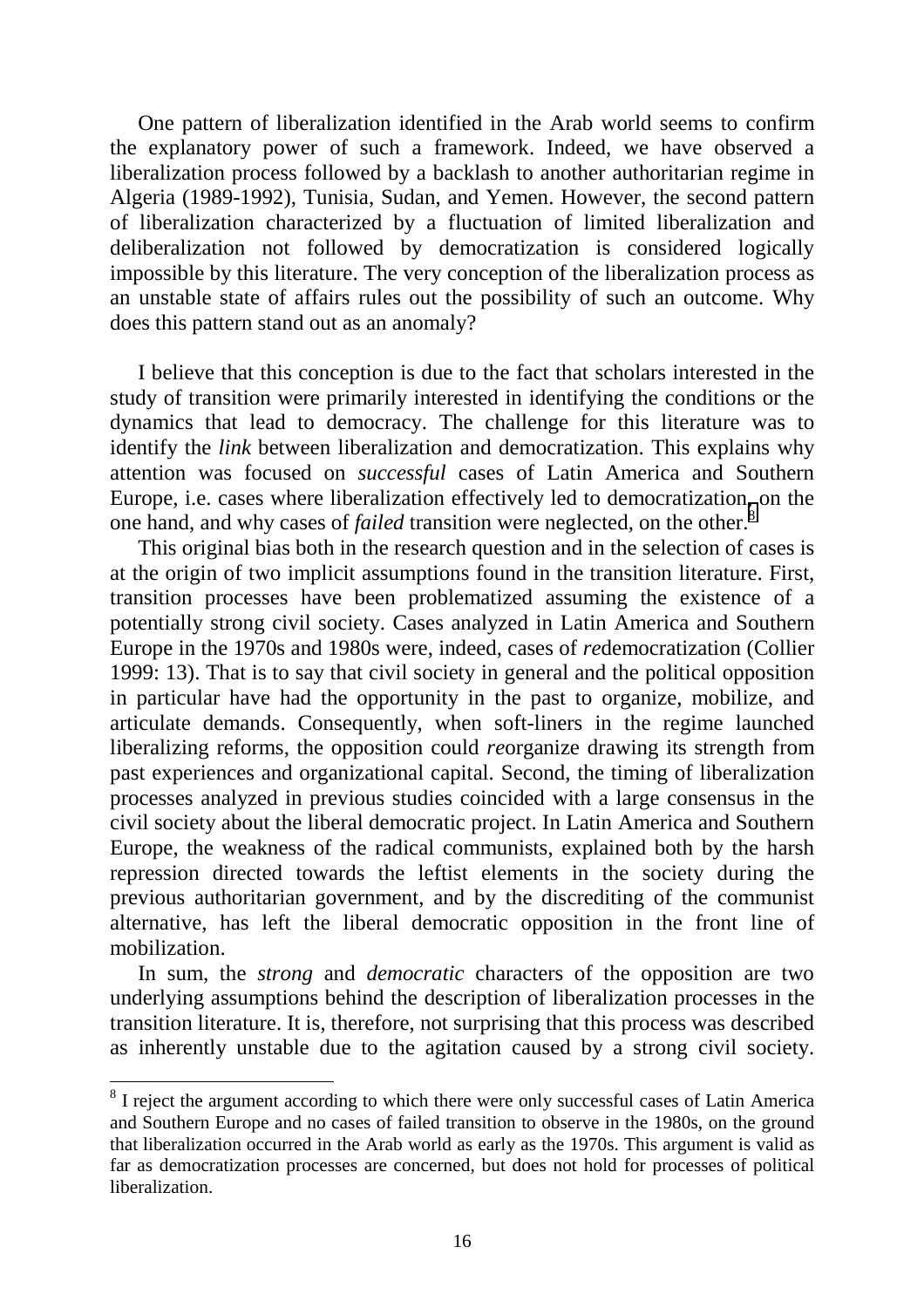One pattern of liberalization identified in the Arab world seems to confirm the explanatory power of such a framework. Indeed, we have observed a liberalization process followed by a backlash to another authoritarian regime in Algeria (1989-1992), Tunisia, Sudan, and Yemen. However, the second pattern of liberalization characterized by a fluctuation of limited liberalization and deliberalization not followed by democratization is considered logically impossible by this literature. The very conception of the liberalization process as an unstable state of affairs rules out the possibility of such an outcome. Why does this pattern stand out as an anomaly?

I believe that this conception is due to the fact that scholars interested in the study of transition were primarily interested in identifying the conditions or the dynamics that lead to democracy. The challenge for this literature was to identify the *link* between liberalization and democratization. This explains why attention was focused on *successful* cases of Latin America and Southern Europe, i.e. cases where liberalization effectively led to democratization, on the one hand, and why cases of *failed* transition were neglected, on the other.[8]

This original bias both in the research question and in the selection of cases is at the origin of two implicit assumptions found in the transition literature. First, transition processes have been problematized assuming the existence of a potentially strong civil society. Cases analyzed in Latin America and Southern Europe in the 1970s and 1980s were, indeed, cases of *re*democratization (Collier 1999: 13). That is to say that civil society in general and the political opposition in particular have had the opportunity in the past to organize, mobilize, and articulate demands. Consequently, when soft-liners in the regime launched liberalizing reforms, the opposition could *re*organize drawing its strength from past experiences and organizational capital. Second, the timing of liberalization processes analyzed in previous studies coincided with a large consensus in the civil society about the liberal democratic project. In Latin America and Southern Europe, the weakness of the radical communists, explained both by the harsh repression directed towards the leftist elements in the society during the previous authoritarian government, and by the discrediting of the communist alternative, has left the liberal democratic opposition in the front line of mobilization.

In sum, the *strong* and *democratic* characters of the opposition are two underlying assumptions behind the description of liberalization processes in the transition literature. It is, therefore, not surprising that this process was described as inherently unstable due to the agitation caused by a strong civil society.

[8] I reject the argument according to which there were only successful cases of Latin America and Southern Europe and no cases of failed transition to observe in the 1980s, on the ground that liberalization occurred in the Arab world as early as the 1970s. This argument is valid as far as democratization processes are concerned, but does not hold for processes of political liberalization.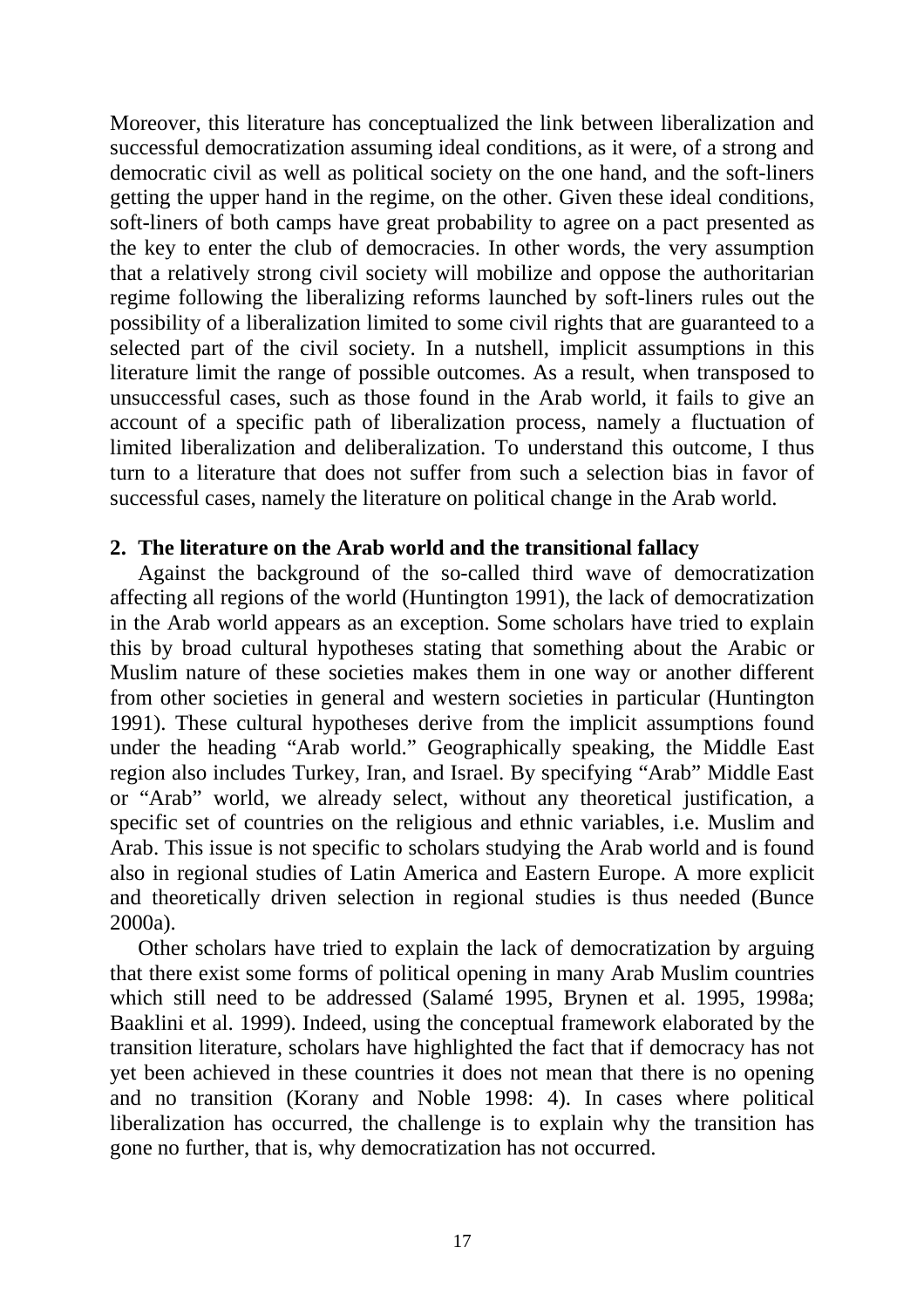Moreover, this literature has conceptualized the link between liberalization and successful democratization assuming ideal conditions, as it were, of a strong and democratic civil as well as political society on the one hand, and the soft-liners getting the upper hand in the regime, on the other. Given these ideal conditions, soft-liners of both camps have great probability to agree on a pact presented as the key to enter the club of democracies. In other words, the very assumption that a relatively strong civil society will mobilize and oppose the authoritarian regime following the liberalizing reforms launched by soft-liners rules out the possibility of a liberalization limited to some civil rights that are guaranteed to a selected part of the civil society. In a nutshell, implicit assumptions in this literature limit the range of possible outcomes. As a result, when transposed to unsuccessful cases, such as those found in the Arab world, it fails to give an account of a specific path of liberalization process, namely a fluctuation of limited liberalization and deliberalization. To understand this outcome, I thus turn to a literature that does not suffer from such a selection bias in favor of successful cases, namely the literature on political change in the Arab world.

## 2. The literature on the Arab world and the transitional fallacy

Against the background of the so-called third wave of democratization affecting all regions of the world (Huntington 1991), the lack of democratization in the Arab world appears as an exception. Some scholars have tried to explain this by broad cultural hypotheses stating that something about the Arabic or Muslim nature of these societies makes them in one way or another different from other societies in general and western societies in particular (Huntington 1991). These cultural hypotheses derive from the implicit assumptions found under the heading "Arab world." Geographically speaking, the Middle East region also includes Turkey, Iran, and Israel. By specifying "Arab" Middle East or "Arab" world, we already select, without any theoretical justification, a specific set of countries on the religious and ethnic variables, i.e. Muslim and Arab. This issue is not specific to scholars studying the Arab world and is found also in regional studies of Latin America and Eastern Europe. A more explicit and theoretically driven selection in regional studies is thus needed (Bunce 2000a).

Other scholars have tried to explain the lack of democratization by arguing that there exist some forms of political opening in many Arab Muslim countries which still need to be addressed (Salamé 1995, Brynen et al. 1995, 1998a; Baaklini et al. 1999). Indeed, using the conceptual framework elaborated by the transition literature, scholars have highlighted the fact that if democracy has not yet been achieved in these countries it does not mean that there is no opening and no transition (Korany and Noble 1998: 4). In cases where political liberalization has occurred, the challenge is to explain why the transition has gone no further, that is, why democratization has not occurred.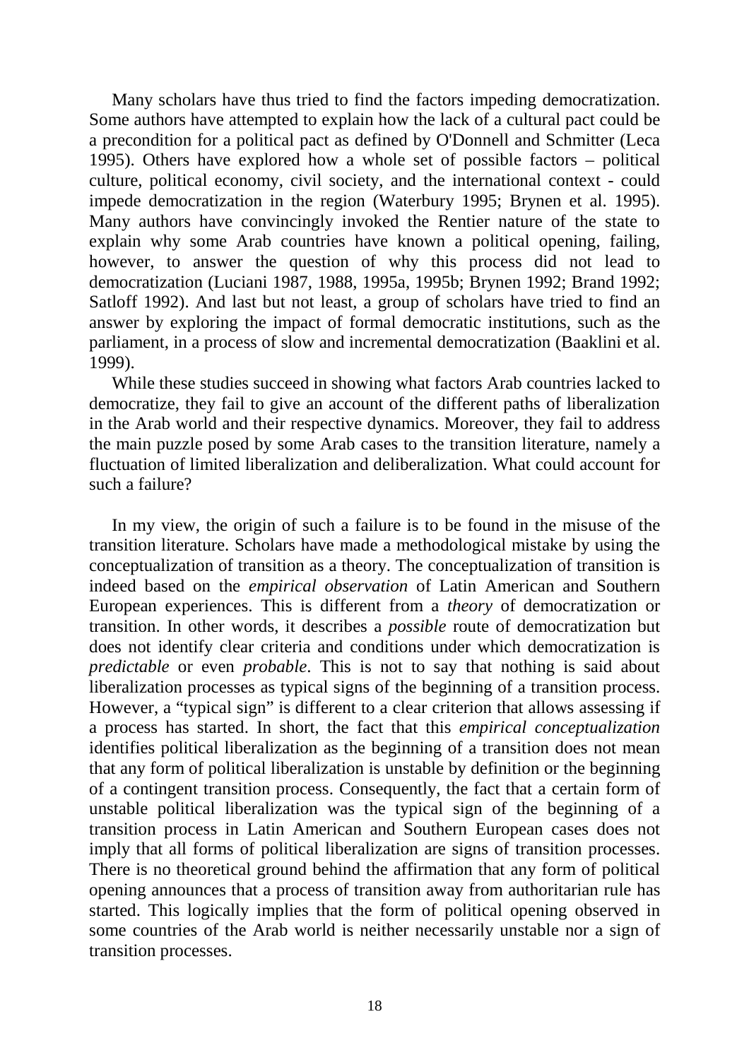Many scholars have thus tried to find the factors impeding democratization. Some authors have attempted to explain how the lack of a cultural pact could be a precondition for a political pact as defined by O'Donnell and Schmitter (Leca 1995). Others have explored how a whole set of possible factors – political culture, political economy, civil society, and the international context - could impede democratization in the region (Waterbury 1995; Brynen et al. 1995). Many authors have convincingly invoked the Rentier nature of the state to explain why some Arab countries have known a political opening, failing, however, to answer the question of why this process did not lead to democratization (Luciani 1987, 1988, 1995a, 1995b; Brynen 1992; Brand 1992; Satloff 1992). And last but not least, a group of scholars have tried to find an answer by exploring the impact of formal democratic institutions, such as the parliament, in a process of slow and incremental democratization (Baaklini et al. 1999).

While these studies succeed in showing what factors Arab countries lacked to democratize, they fail to give an account of the different paths of liberalization in the Arab world and their respective dynamics. Moreover, they fail to address the main puzzle posed by some Arab cases to the transition literature, namely a fluctuation of limited liberalization and deliberalization. What could account for such a failure?

In my view, the origin of such a failure is to be found in the misuse of the transition literature. Scholars have made a methodological mistake by using the conceptualization of transition as a theory. The conceptualization of transition is indeed based on the *empirical observation* of Latin American and Southern European experiences. This is different from a *theory* of democratization or transition. In other words, it describes a *possible* route of democratization but does not identify clear criteria and conditions under which democratization is *predictable* or even *probable*. This is not to say that nothing is said about liberalization processes as typical signs of the beginning of a transition process. However, a "typical sign" is different to a clear criterion that allows assessing if a process has started. In short, the fact that this *empirical conceptualization* identifies political liberalization as the beginning of a transition does not mean that any form of political liberalization is unstable by definition or the beginning of a contingent transition process. Consequently, the fact that a certain form of unstable political liberalization was the typical sign of the beginning of a transition process in Latin American and Southern European cases does not imply that all forms of political liberalization are signs of transition processes. There is no theoretical ground behind the affirmation that any form of political opening announces that a process of transition away from authoritarian rule has started. This logically implies that the form of political opening observed in some countries of the Arab world is neither necessarily unstable nor a sign of transition processes.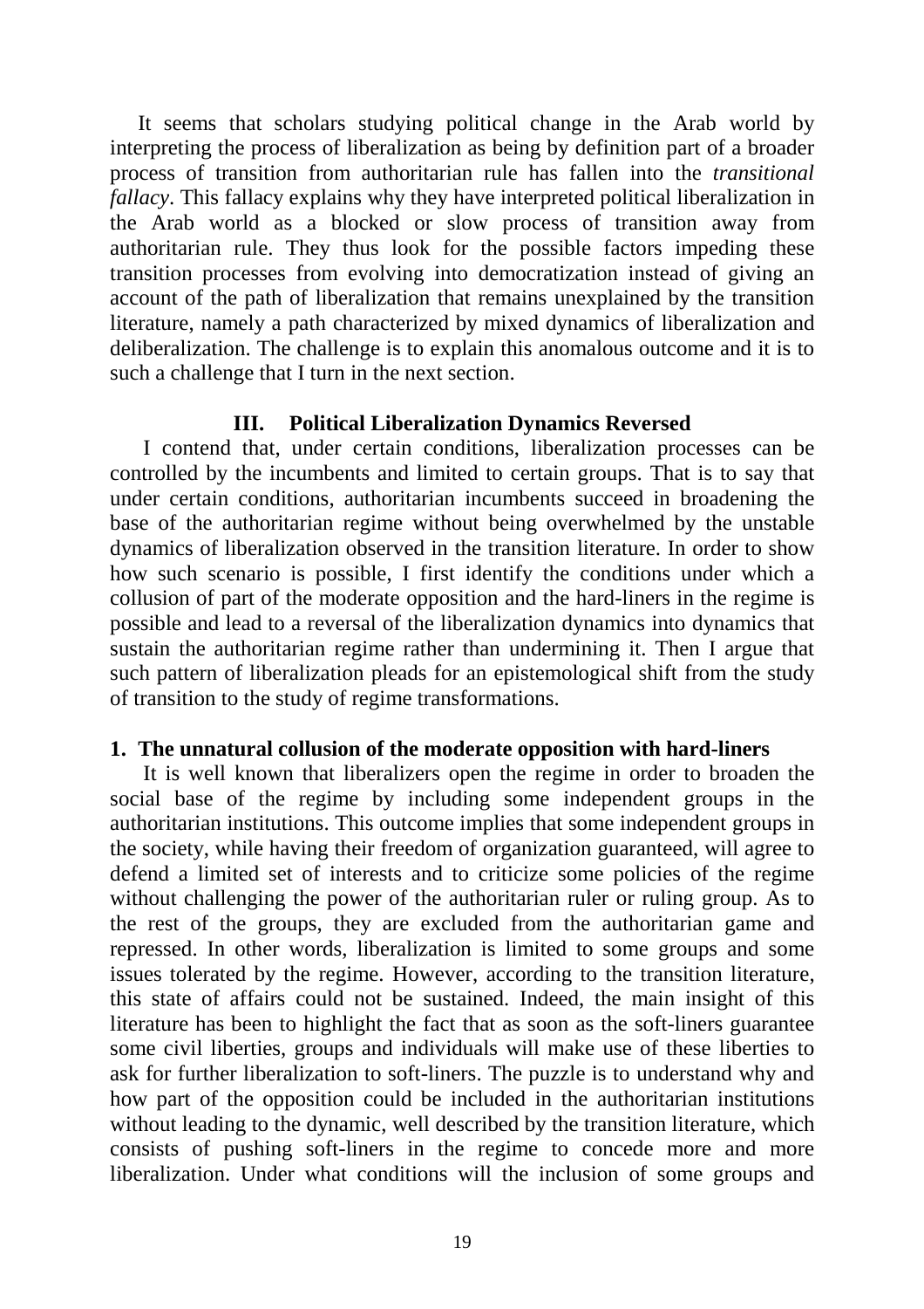It seems that scholars studying political change in the Arab world by interpreting the process of liberalization as being by definition part of a broader process of transition from authoritarian rule has fallen into the *transitional fallacy*. This fallacy explains why they have interpreted political liberalization in the Arab world as a blocked or slow process of transition away from authoritarian rule. They thus look for the possible factors impeding these transition processes from evolving into democratization instead of giving an account of the path of liberalization that remains unexplained by the transition literature, namely a path characterized by mixed dynamics of liberalization and deliberalization. The challenge is to explain this anomalous outcome and it is to such a challenge that I turn in the next section.

## III. Political Liberalization Dynamics Reversed

I contend that, under certain conditions, liberalization processes can be controlled by the incumbents and limited to certain groups. That is to say that under certain conditions, authoritarian incumbents succeed in broadening the base of the authoritarian regime without being overwhelmed by the unstable dynamics of liberalization observed in the transition literature. In order to show how such scenario is possible, I first identify the conditions under which a collusion of part of the moderate opposition and the hard-liners in the regime is possible and lead to a reversal of the liberalization dynamics into dynamics that sustain the authoritarian regime rather than undermining it. Then I argue that such pattern of liberalization pleads for an epistemological shift from the study of transition to the study of regime transformations.

### 1. The unnatural collusion of the moderate opposition with hard-liners

It is well known that liberalizers open the regime in order to broaden the social base of the regime by including some independent groups in the authoritarian institutions. This outcome implies that some independent groups in the society, while having their freedom of organization guaranteed, will agree to defend a limited set of interests and to criticize some policies of the regime without challenging the power of the authoritarian ruler or ruling group. As to the rest of the groups, they are excluded from the authoritarian game and repressed. In other words, liberalization is limited to some groups and some issues tolerated by the regime. However, according to the transition literature, this state of affairs could not be sustained. Indeed, the main insight of this literature has been to highlight the fact that as soon as the soft-liners guarantee some civil liberties, groups and individuals will make use of these liberties to ask for further liberalization to soft-liners. The puzzle is to understand why and how part of the opposition could be included in the authoritarian institutions without leading to the dynamic, well described by the transition literature, which consists of pushing soft-liners in the regime to concede more and more liberalization. Under what conditions will the inclusion of some groups and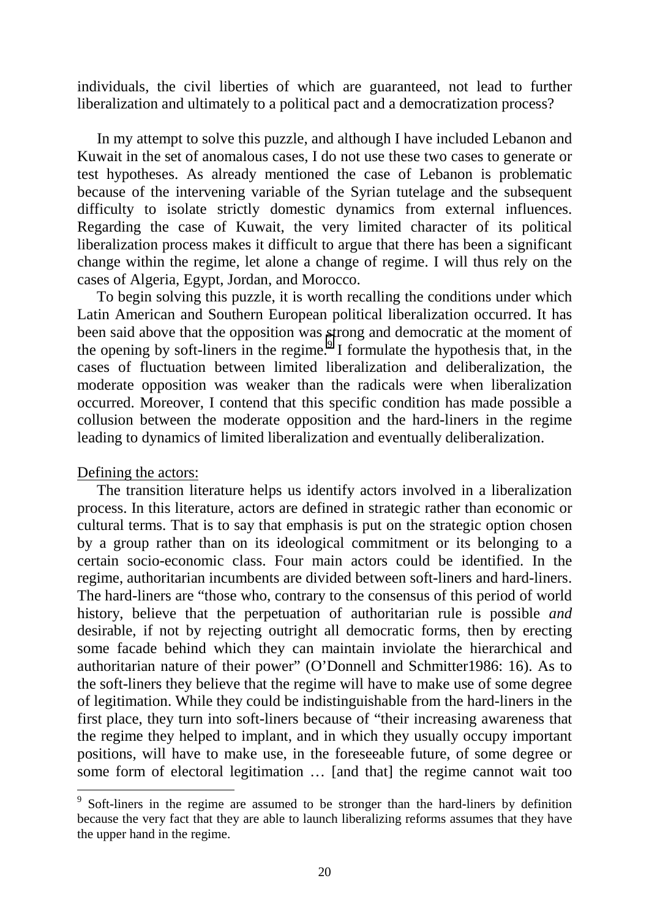individuals, the civil liberties of which are guaranteed, not lead to further liberalization and ultimately to a political pact and a democratization process?

In my attempt to solve this puzzle, and although I have included Lebanon and Kuwait in the set of anomalous cases, I do not use these two cases to generate or test hypotheses. As already mentioned the case of Lebanon is problematic because of the intervening variable of the Syrian tutelage and the subsequent difficulty to isolate strictly domestic dynamics from external influences. Regarding the case of Kuwait, the very limited character of its political liberalization process makes it difficult to argue that there has been a significant change within the regime, let alone a change of regime. I will thus rely on the cases of Algeria, Egypt, Jordan, and Morocco.

To begin solving this puzzle, it is worth recalling the conditions under which Latin American and Southern European political liberalization occurred. It has been said above that the opposition was strong and democratic at the moment of the opening by soft-liners in the regime.[9] I formulate the hypothesis that, in the cases of fluctuation between limited liberalization and deliberalization, the moderate opposition was weaker than the radicals were when liberalization occurred. Moreover, I contend that this specific condition has made possible a collusion between the moderate opposition and the hard-liners in the regime leading to dynamics of limited liberalization and eventually deliberalization.

Defining the actors:

The transition literature helps us identify actors involved in a liberalization process. In this literature, actors are defined in strategic rather than economic or cultural terms. That is to say that emphasis is put on the strategic option chosen by a group rather than on its ideological commitment or its belonging to a certain socio-economic class. Four main actors could be identified. In the regime, authoritarian incumbents are divided between soft-liners and hard-liners. The hard-liners are "those who, contrary to the consensus of this period of world history, believe that the perpetuation of authoritarian rule is possible *and* desirable, if not by rejecting outright all democratic forms, then by erecting some facade behind which they can maintain inviolate the hierarchical and authoritarian nature of their power" (O'Donnell and Schmitter1986: 16). As to the soft-liners they believe that the regime will have to make use of some degree of legitimation. While they could be indistinguishable from the hard-liners in the first place, they turn into soft-liners because of "their increasing awareness that the regime they helped to implant, and in which they usually occupy important positions, will have to make use, in the foreseeable future, of some degree or some form of electoral legitimation … [and that] the regime cannot wait too

[9] Soft-liners in the regime are assumed to be stronger than the hard-liners by definition because the very fact that they are able to launch liberalizing reforms assumes that they have the upper hand in the regime.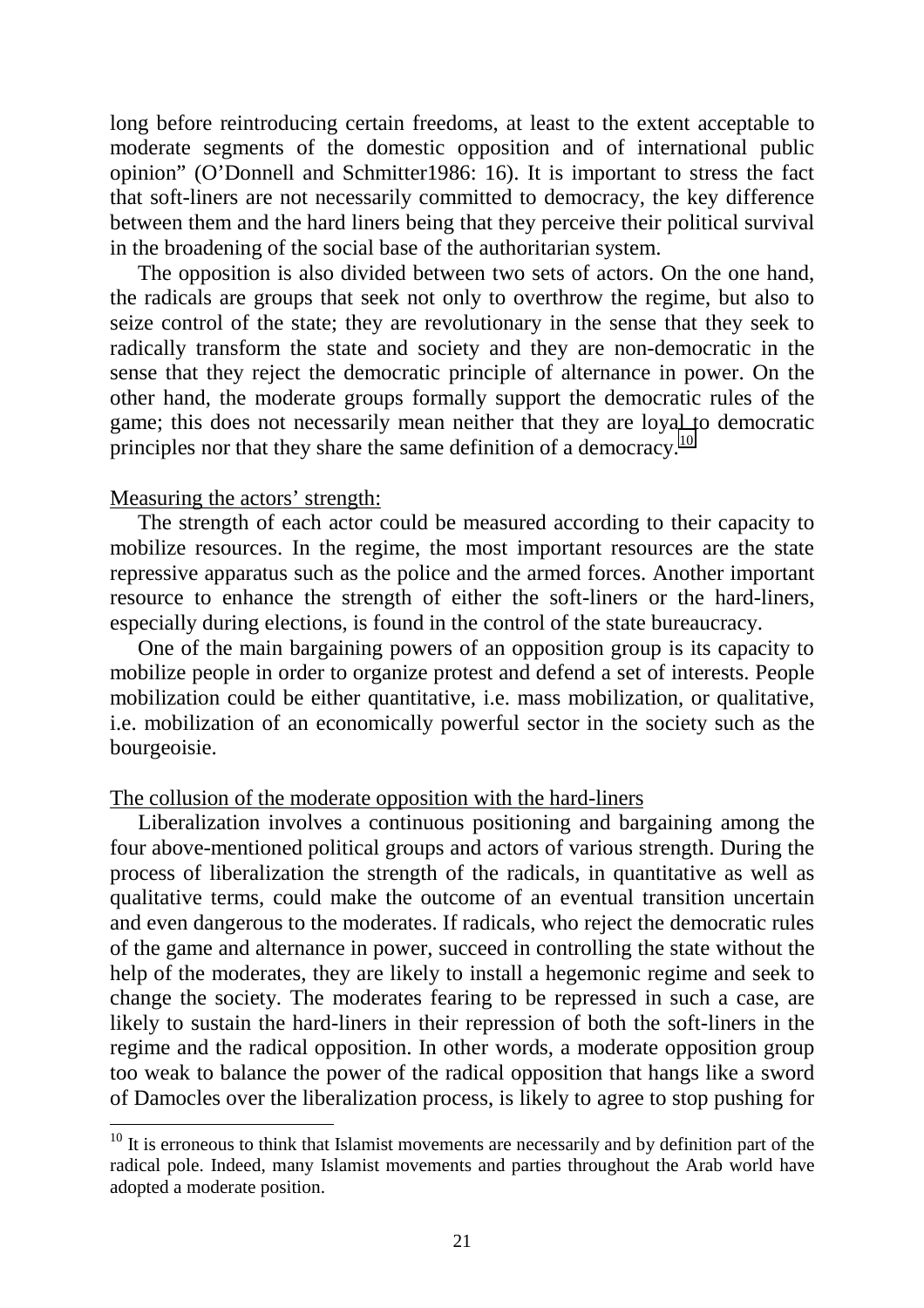long before reintroducing certain freedoms, at least to the extent acceptable to moderate segments of the domestic opposition and of international public opinion" (O'Donnell and Schmitter1986: 16). It is important to stress the fact that soft-liners are not necessarily committed to democracy, the key difference between them and the hard liners being that they perceive their political survival in the broadening of the social base of the authoritarian system.

The opposition is also divided between two sets of actors. On the one hand, the radicals are groups that seek not only to overthrow the regime, but also to seize control of the state; they are revolutionary in the sense that they seek to radically transform the state and society and they are non-democratic in the sense that they reject the democratic principle of alternance in power. On the other hand, the moderate groups formally support the democratic rules of the game; this does not necessarily mean neither that they are loyal to democratic principles nor that they share the same definition of a democracy.[10]

Measuring the actors' strength:

The strength of each actor could be measured according to their capacity to mobilize resources. In the regime, the most important resources are the state repressive apparatus such as the police and the armed forces. Another important resource to enhance the strength of either the soft-liners or the hard-liners, especially during elections, is found in the control of the state bureaucracy.

One of the main bargaining powers of an opposition group is its capacity to mobilize people in order to organize protest and defend a set of interests. People mobilization could be either quantitative, i.e. mass mobilization, or qualitative, i.e. mobilization of an economically powerful sector in the society such as the bourgeoisie.

The collusion of the moderate opposition with the hard-liners

Liberalization involves a continuous positioning and bargaining among the four above-mentioned political groups and actors of various strength. During the process of liberalization the strength of the radicals, in quantitative as well as qualitative terms, could make the outcome of an eventual transition uncertain and even dangerous to the moderates. If radicals, who reject the democratic rules of the game and alternance in power, succeed in controlling the state without the help of the moderates, they are likely to install a hegemonic regime and seek to change the society. The moderates fearing to be repressed in such a case, are likely to sustain the hard-liners in their repression of both the soft-liners in the regime and the radical opposition. In other words, a moderate opposition group too weak to balance the power of the radical opposition that hangs like a sword of Damocles over the liberalization process, is likely to agree to stop pushing for

[10] It is erroneous to think that Islamist movements are necessarily and by definition part of the radical pole. Indeed, many Islamist movements and parties throughout the Arab world have adopted a moderate position.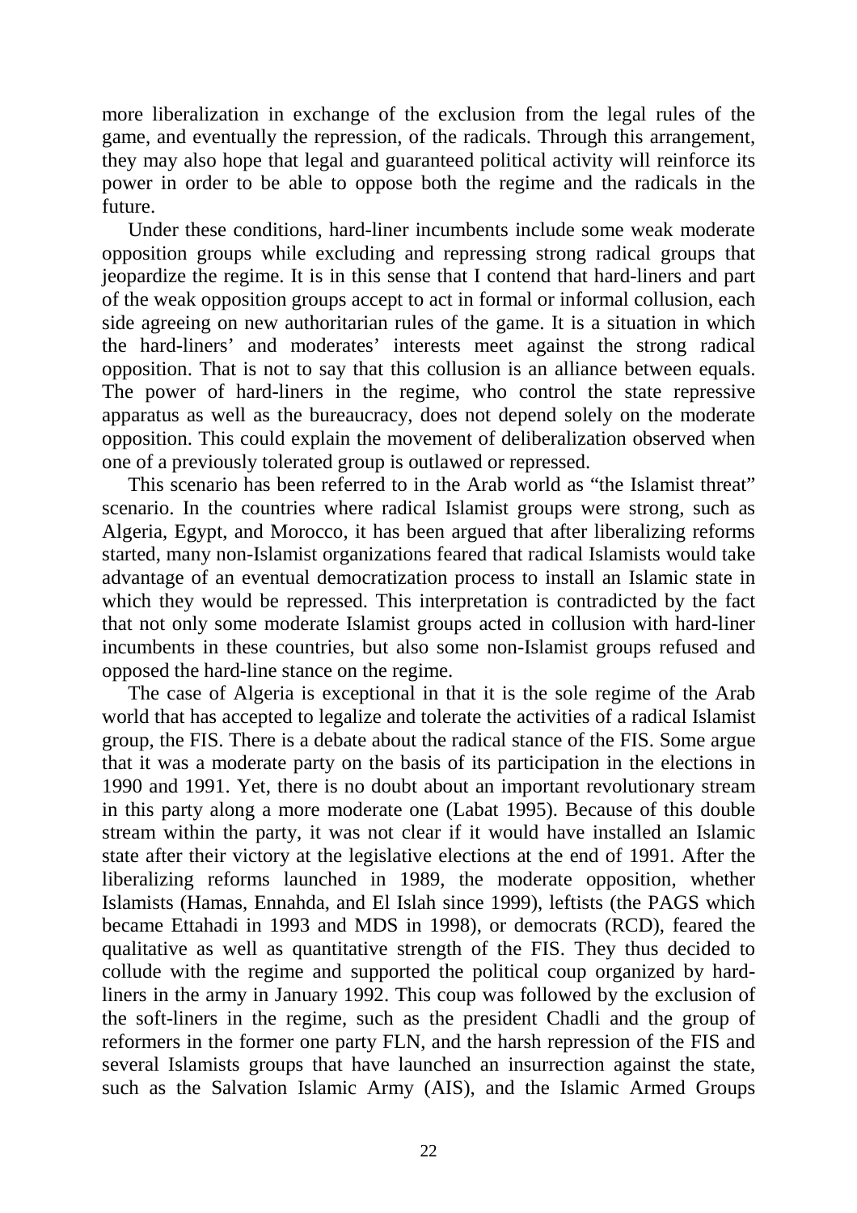more liberalization in exchange of the exclusion from the legal rules of the game, and eventually the repression, of the radicals. Through this arrangement, they may also hope that legal and guaranteed political activity will reinforce its power in order to be able to oppose both the regime and the radicals in the future.

Under these conditions, hard-liner incumbents include some weak moderate opposition groups while excluding and repressing strong radical groups that jeopardize the regime. It is in this sense that I contend that hard-liners and part of the weak opposition groups accept to act in formal or informal collusion, each side agreeing on new authoritarian rules of the game. It is a situation in which the hard-liners' and moderates' interests meet against the strong radical opposition. That is not to say that this collusion is an alliance between equals. The power of hard-liners in the regime, who control the state repressive apparatus as well as the bureaucracy, does not depend solely on the moderate opposition. This could explain the movement of deliberalization observed when one of a previously tolerated group is outlawed or repressed.

This scenario has been referred to in the Arab world as "the Islamist threat" scenario. In the countries where radical Islamist groups were strong, such as Algeria, Egypt, and Morocco, it has been argued that after liberalizing reforms started, many non-Islamist organizations feared that radical Islamists would take advantage of an eventual democratization process to install an Islamic state in which they would be repressed. This interpretation is contradicted by the fact that not only some moderate Islamist groups acted in collusion with hard-liner incumbents in these countries, but also some non-Islamist groups refused and opposed the hard-line stance on the regime.

The case of Algeria is exceptional in that it is the sole regime of the Arab world that has accepted to legalize and tolerate the activities of a radical Islamist group, the FIS. There is a debate about the radical stance of the FIS. Some argue that it was a moderate party on the basis of its participation in the elections in 1990 and 1991. Yet, there is no doubt about an important revolutionary stream in this party along a more moderate one (Labat 1995). Because of this double stream within the party, it was not clear if it would have installed an Islamic state after their victory at the legislative elections at the end of 1991. After the liberalizing reforms launched in 1989, the moderate opposition, whether Islamists (Hamas, Ennahda, and El Islah since 1999), leftists (the PAGS which became Ettahadi in 1993 and MDS in 1998), or democrats (RCD), feared the qualitative as well as quantitative strength of the FIS. They thus decided to collude with the regime and supported the political coup organized by hard-liners in the army in January 1992. This coup was followed by the exclusion of the soft-liners in the regime, such as the president Chadli and the group of reformers in the former one party FLN, and the harsh repression of the FIS and several Islamists groups that have launched an insurrection against the state, such as the Salvation Islamic Army (AIS), and the Islamic Armed Groups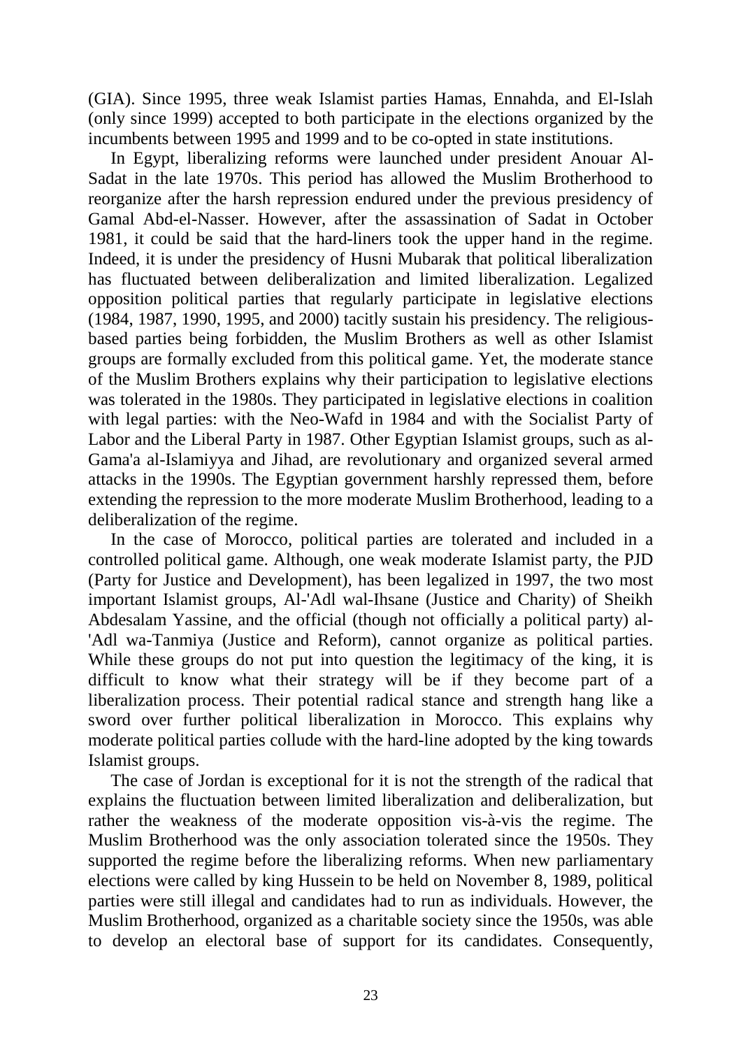(GIA). Since 1995, three weak Islamist parties Hamas, Ennahda, and El-Islah (only since 1999) accepted to both participate in the elections organized by the incumbents between 1995 and 1999 and to be co-opted in state institutions.

In Egypt, liberalizing reforms were launched under president Anouar Al-Sadat in the late 1970s. This period has allowed the Muslim Brotherhood to reorganize after the harsh repression endured under the previous presidency of Gamal Abd-el-Nasser. However, after the assassination of Sadat in October 1981, it could be said that the hard-liners took the upper hand in the regime. Indeed, it is under the presidency of Husni Mubarak that political liberalization has fluctuated between deliberalization and limited liberalization. Legalized opposition political parties that regularly participate in legislative elections (1984, 1987, 1990, 1995, and 2000) tacitly sustain his presidency. The religious-based parties being forbidden, the Muslim Brothers as well as other Islamist groups are formally excluded from this political game. Yet, the moderate stance of the Muslim Brothers explains why their participation to legislative elections was tolerated in the 1980s. They participated in legislative elections in coalition with legal parties: with the Neo-Wafd in 1984 and with the Socialist Party of Labor and the Liberal Party in 1987. Other Egyptian Islamist groups, such as al-Gama'a al-Islamiyya and Jihad, are revolutionary and organized several armed attacks in the 1990s. The Egyptian government harshly repressed them, before extending the repression to the more moderate Muslim Brotherhood, leading to a deliberalization of the regime.

In the case of Morocco, political parties are tolerated and included in a controlled political game. Although, one weak moderate Islamist party, the PJD (Party for Justice and Development), has been legalized in 1997, the two most important Islamist groups, Al-'Adl wal-Ihsane (Justice and Charity) of Sheikh Abdesalam Yassine, and the official (though not officially a political party) al-'Adl wa-Tanmiya (Justice and Reform), cannot organize as political parties. While these groups do not put into question the legitimacy of the king, it is difficult to know what their strategy will be if they become part of a liberalization process. Their potential radical stance and strength hang like a sword over further political liberalization in Morocco. This explains why moderate political parties collude with the hard-line adopted by the king towards Islamist groups.

The case of Jordan is exceptional for it is not the strength of the radical that explains the fluctuation between limited liberalization and deliberalization, but rather the weakness of the moderate opposition vis-à-vis the regime. The Muslim Brotherhood was the only association tolerated since the 1950s. They supported the regime before the liberalizing reforms. When new parliamentary elections were called by king Hussein to be held on November 8, 1989, political parties were still illegal and candidates had to run as individuals. However, the Muslim Brotherhood, organized as a charitable society since the 1950s, was able to develop an electoral base of support for its candidates. Consequently,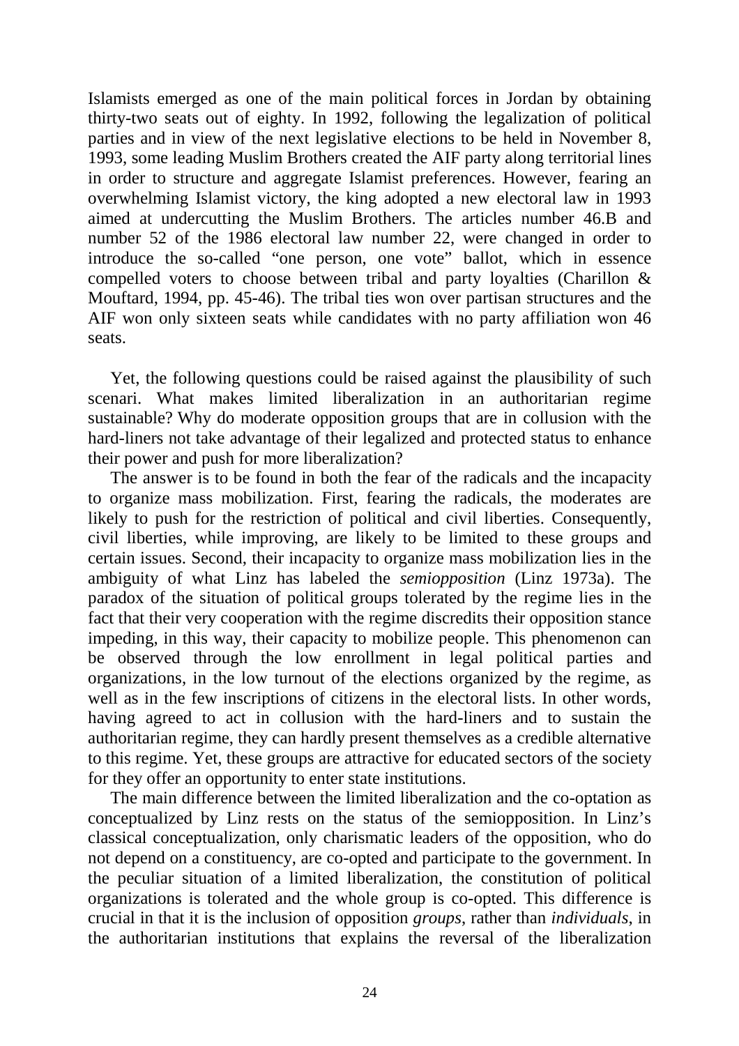Islamists emerged as one of the main political forces in Jordan by obtaining thirty-two seats out of eighty. In 1992, following the legalization of political parties and in view of the next legislative elections to be held in November 8, 1993, some leading Muslim Brothers created the AIF party along territorial lines in order to structure and aggregate Islamist preferences. However, fearing an overwhelming Islamist victory, the king adopted a new electoral law in 1993 aimed at undercutting the Muslim Brothers. The articles number 46.B and number 52 of the 1986 electoral law number 22, were changed in order to introduce the so-called "one person, one vote" ballot, which in essence compelled voters to choose between tribal and party loyalties (Charillon & Mouftard, 1994, pp. 45-46). The tribal ties won over partisan structures and the AIF won only sixteen seats while candidates with no party affiliation won 46 seats.

Yet, the following questions could be raised against the plausibility of such scenari. What makes limited liberalization in an authoritarian regime sustainable? Why do moderate opposition groups that are in collusion with the hard-liners not take advantage of their legalized and protected status to enhance their power and push for more liberalization?

The answer is to be found in both the fear of the radicals and the incapacity to organize mass mobilization. First, fearing the radicals, the moderates are likely to push for the restriction of political and civil liberties. Consequently, civil liberties, while improving, are likely to be limited to these groups and certain issues. Second, their incapacity to organize mass mobilization lies in the ambiguity of what Linz has labeled the *semiopposition* (Linz 1973a). The paradox of the situation of political groups tolerated by the regime lies in the fact that their very cooperation with the regime discredits their opposition stance impeding, in this way, their capacity to mobilize people. This phenomenon can be observed through the low enrollment in legal political parties and organizations, in the low turnout of the elections organized by the regime, as well as in the few inscriptions of citizens in the electoral lists. In other words, having agreed to act in collusion with the hard-liners and to sustain the authoritarian regime, they can hardly present themselves as a credible alternative to this regime. Yet, these groups are attractive for educated sectors of the society for they offer an opportunity to enter state institutions.

The main difference between the limited liberalization and the co-optation as conceptualized by Linz rests on the status of the semiopposition. In Linz's classical conceptualization, only charismatic leaders of the opposition, who do not depend on a constituency, are co-opted and participate to the government. In the peculiar situation of a limited liberalization, the constitution of political organizations is tolerated and the whole group is co-opted. This difference is crucial in that it is the inclusion of opposition *groups*, rather than *individuals*, in the authoritarian institutions that explains the reversal of the liberalization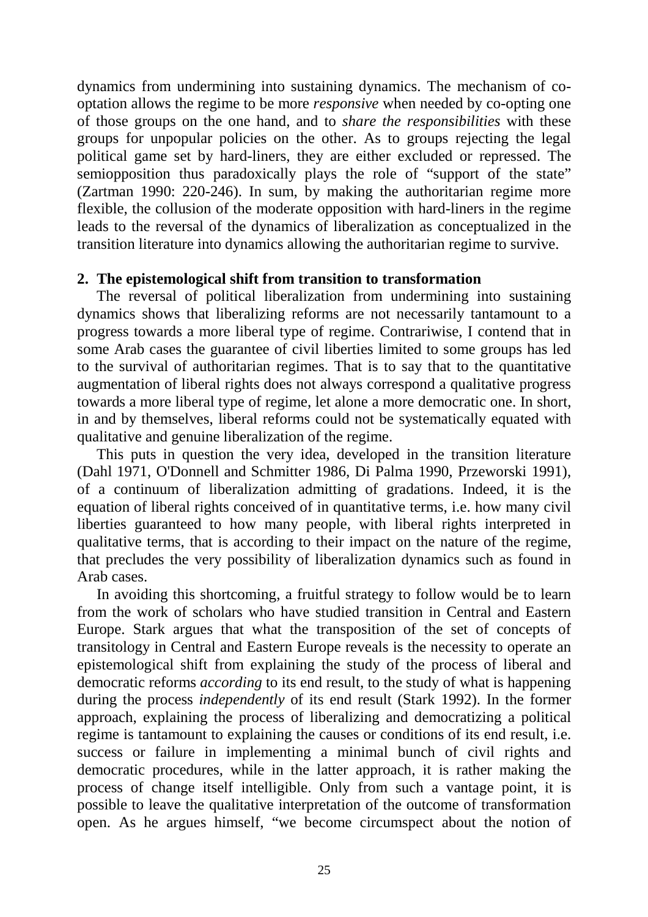dynamics from undermining into sustaining dynamics. The mechanism of co-optation allows the regime to be more *responsive* when needed by co-opting one of those groups on the one hand, and to *share the responsibilities* with these groups for unpopular policies on the other. As to groups rejecting the legal political game set by hard-liners, they are either excluded or repressed. The semiopposition thus paradoxically plays the role of "support of the state" (Zartman 1990: 220-246). In sum, by making the authoritarian regime more flexible, the collusion of the moderate opposition with hard-liners in the regime leads to the reversal of the dynamics of liberalization as conceptualized in the transition literature into dynamics allowing the authoritarian regime to survive.

## 2. The epistemological shift from transition to transformation

The reversal of political liberalization from undermining into sustaining dynamics shows that liberalizing reforms are not necessarily tantamount to a progress towards a more liberal type of regime. Contrariwise, I contend that in some Arab cases the guarantee of civil liberties limited to some groups has led to the survival of authoritarian regimes. That is to say that to the quantitative augmentation of liberal rights does not always correspond a qualitative progress towards a more liberal type of regime, let alone a more democratic one. In short, in and by themselves, liberal reforms could not be systematically equated with qualitative and genuine liberalization of the regime.

This puts in question the very idea, developed in the transition literature (Dahl 1971, O'Donnell and Schmitter 1986, Di Palma 1990, Przeworski 1991), of a continuum of liberalization admitting of gradations. Indeed, it is the equation of liberal rights conceived of in quantitative terms, i.e. how many civil liberties guaranteed to how many people, with liberal rights interpreted in qualitative terms, that is according to their impact on the nature of the regime, that precludes the very possibility of liberalization dynamics such as found in Arab cases.

In avoiding this shortcoming, a fruitful strategy to follow would be to learn from the work of scholars who have studied transition in Central and Eastern Europe. Stark argues that what the transposition of the set of concepts of transitology in Central and Eastern Europe reveals is the necessity to operate an epistemological shift from explaining the study of the process of liberal and democratic reforms *according* to its end result, to the study of what is happening during the process *independently* of its end result (Stark 1992). In the former approach, explaining the process of liberalizing and democratizing a political regime is tantamount to explaining the causes or conditions of its end result, i.e. success or failure in implementing a minimal bunch of civil rights and democratic procedures, while in the latter approach, it is rather making the process of change itself intelligible. Only from such a vantage point, it is possible to leave the qualitative interpretation of the outcome of transformation open. As he argues himself, "we become circumspect about the notion of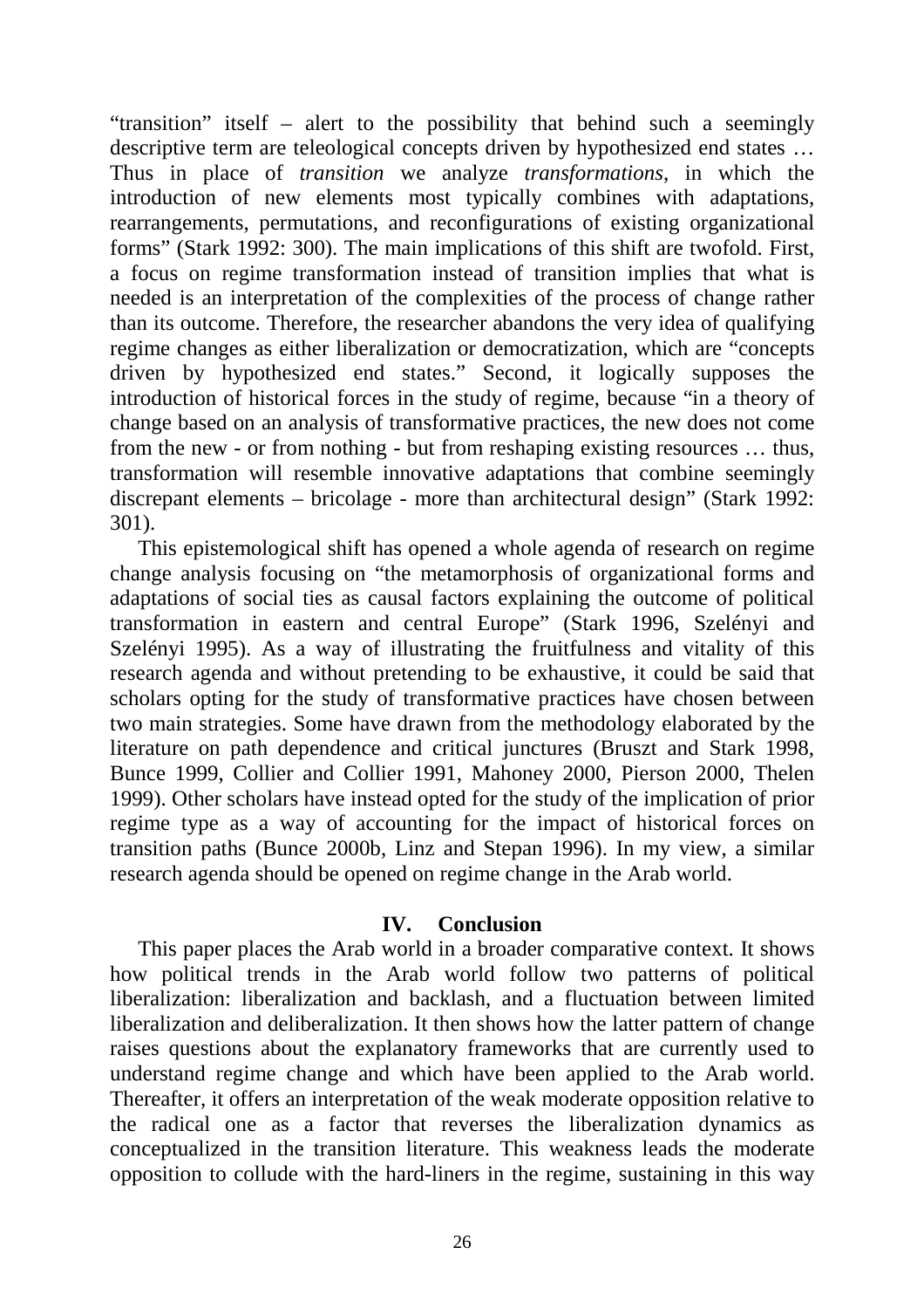"transition" itself – alert to the possibility that behind such a seemingly descriptive term are teleological concepts driven by hypothesized end states … Thus in place of *transition* we analyze *transformations*, in which the introduction of new elements most typically combines with adaptations, rearrangements, permutations, and reconfigurations of existing organizational forms" (Stark 1992: 300). The main implications of this shift are twofold. First, a focus on regime transformation instead of transition implies that what is needed is an interpretation of the complexities of the process of change rather than its outcome. Therefore, the researcher abandons the very idea of qualifying regime changes as either liberalization or democratization, which are "concepts driven by hypothesized end states." Second, it logically supposes the introduction of historical forces in the study of regime, because "in a theory of change based on an analysis of transformative practices, the new does not come from the new - or from nothing - but from reshaping existing resources … thus, transformation will resemble innovative adaptations that combine seemingly discrepant elements – bricolage - more than architectural design" (Stark 1992: 301).

This epistemological shift has opened a whole agenda of research on regime change analysis focusing on "the metamorphosis of organizational forms and adaptations of social ties as causal factors explaining the outcome of political transformation in eastern and central Europe" (Stark 1996, Szelényi and Szelényi 1995). As a way of illustrating the fruitfulness and vitality of this research agenda and without pretending to be exhaustive, it could be said that scholars opting for the study of transformative practices have chosen between two main strategies. Some have drawn from the methodology elaborated by the literature on path dependence and critical junctures (Bruszt and Stark 1998, Bunce 1999, Collier and Collier 1991, Mahoney 2000, Pierson 2000, Thelen 1999). Other scholars have instead opted for the study of the implication of prior regime type as a way of accounting for the impact of historical forces on transition paths (Bunce 2000b, Linz and Stepan 1996). In my view, a similar research agenda should be opened on regime change in the Arab world.

## IV. Conclusion

This paper places the Arab world in a broader comparative context. It shows how political trends in the Arab world follow two patterns of political liberalization: liberalization and backlash, and a fluctuation between limited liberalization and deliberalization. It then shows how the latter pattern of change raises questions about the explanatory frameworks that are currently used to understand regime change and which have been applied to the Arab world. Thereafter, it offers an interpretation of the weak moderate opposition relative to the radical one as a factor that reverses the liberalization dynamics as conceptualized in the transition literature. This weakness leads the moderate opposition to collude with the hard-liners in the regime, sustaining in this way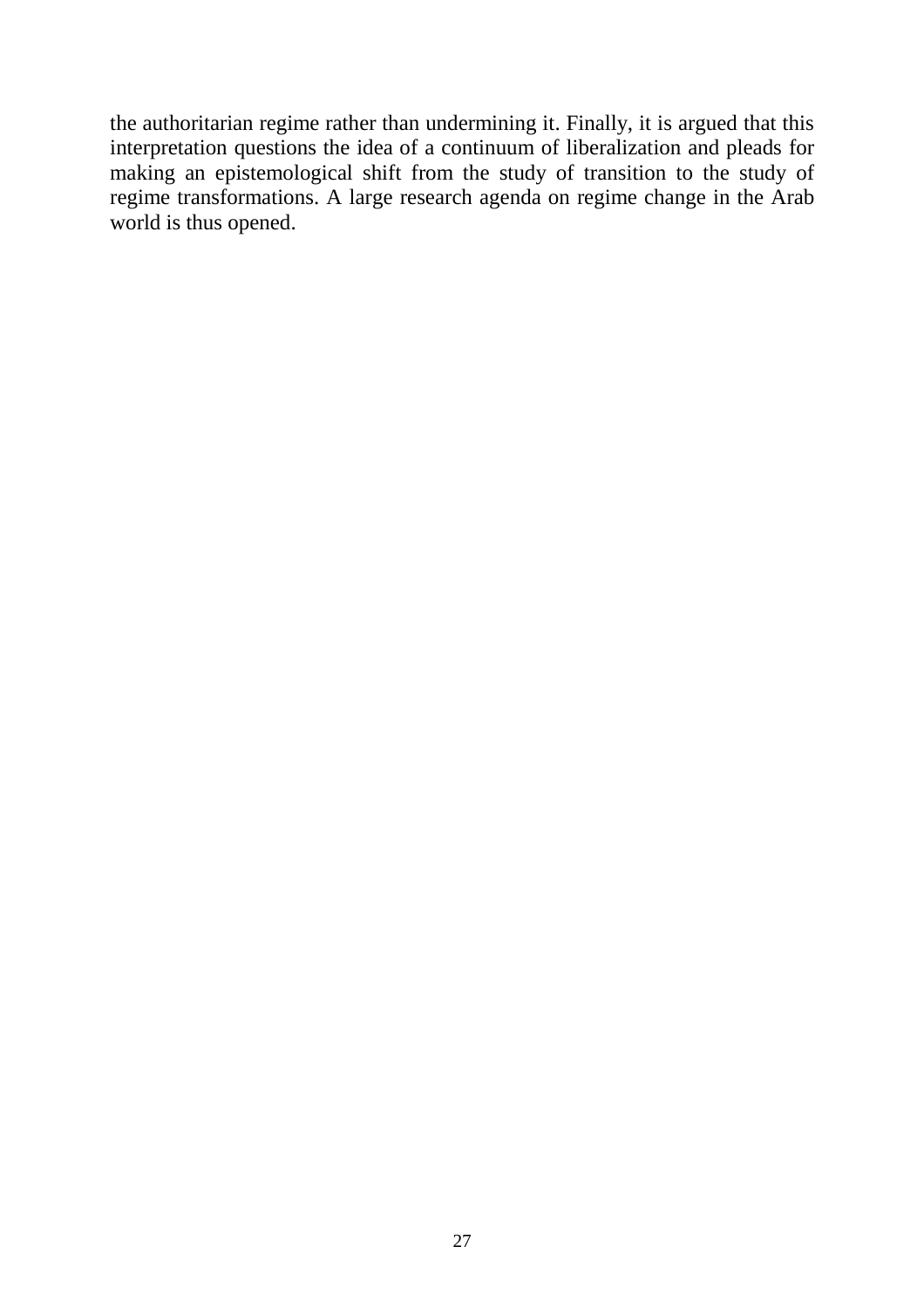the authoritarian regime rather than undermining it. Finally, it is argued that this interpretation questions the idea of a continuum of liberalization and pleads for making an epistemological shift from the study of transition to the study of regime transformations. A large research agenda on regime change in the Arab world is thus opened.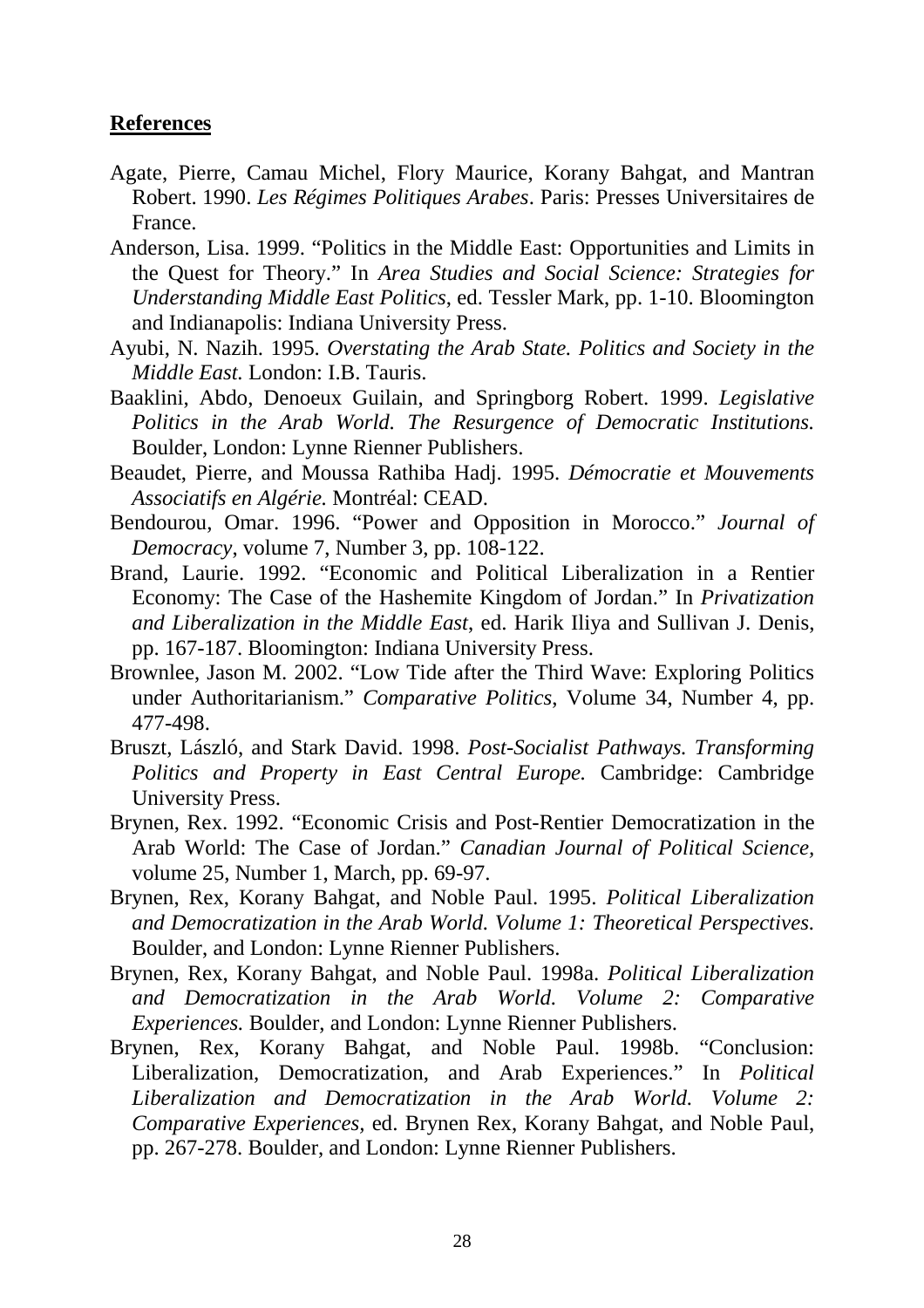**References**

Agate, Pierre, Camau Michel, Flory Maurice, Korany Bahgat, and Mantran Robert. 1990. *Les Régimes Politiques Arabes*. Paris: Presses Universitaires de France.

Anderson, Lisa. 1999. "Politics in the Middle East: Opportunities and Limits in the Quest for Theory." In *Area Studies and Social Science: Strategies for Understanding Middle East Politics*, ed. Tessler Mark, pp. 1-10. Bloomington and Indianapolis: Indiana University Press.

Ayubi, N. Nazih. 1995. *Overstating the Arab State. Politics and Society in the Middle East.* London: I.B. Tauris.

Baaklini, Abdo, Denoeux Guilain, and Springborg Robert. 1999. *Legislative Politics in the Arab World. The Resurgence of Democratic Institutions.* Boulder, London: Lynne Rienner Publishers.

Beaudet, Pierre, and Moussa Rathiba Hadj. 1995. *Démocratie et Mouvements Associatifs en Algérie.* Montréal: CEAD.

Bendourou, Omar. 1996. "Power and Opposition in Morocco." *Journal of Democracy*, volume 7, Number 3, pp. 108-122.

Brand, Laurie. 1992. "Economic and Political Liberalization in a Rentier Economy: The Case of the Hashemite Kingdom of Jordan." In *Privatization and Liberalization in the Middle East*, ed. Harik Iliya and Sullivan J. Denis, pp. 167-187. Bloomington: Indiana University Press.

Brownlee, Jason M. 2002. "Low Tide after the Third Wave: Exploring Politics under Authoritarianism." *Comparative Politics*, Volume 34, Number 4, pp. 477-498.

Bruszt, László, and Stark David. 1998. *Post-Socialist Pathways. Transforming Politics and Property in East Central Europe.* Cambridge: Cambridge University Press.

Brynen, Rex. 1992. "Economic Crisis and Post-Rentier Democratization in the Arab World: The Case of Jordan." *Canadian Journal of Political Science*, volume 25, Number 1, March, pp. 69-97.

Brynen, Rex, Korany Bahgat, and Noble Paul. 1995. *Political Liberalization and Democratization in the Arab World. Volume 1: Theoretical Perspectives.* Boulder, and London: Lynne Rienner Publishers.

Brynen, Rex, Korany Bahgat, and Noble Paul. 1998a. *Political Liberalization and Democratization in the Arab World. Volume 2: Comparative Experiences.* Boulder, and London: Lynne Rienner Publishers.

Brynen, Rex, Korany Bahgat, and Noble Paul. 1998b. "Conclusion: Liberalization, Democratization, and Arab Experiences." In *Political Liberalization and Democratization in the Arab World. Volume 2: Comparative Experiences,* ed. Brynen Rex, Korany Bahgat, and Noble Paul, pp. 267-278. Boulder, and London: Lynne Rienner Publishers.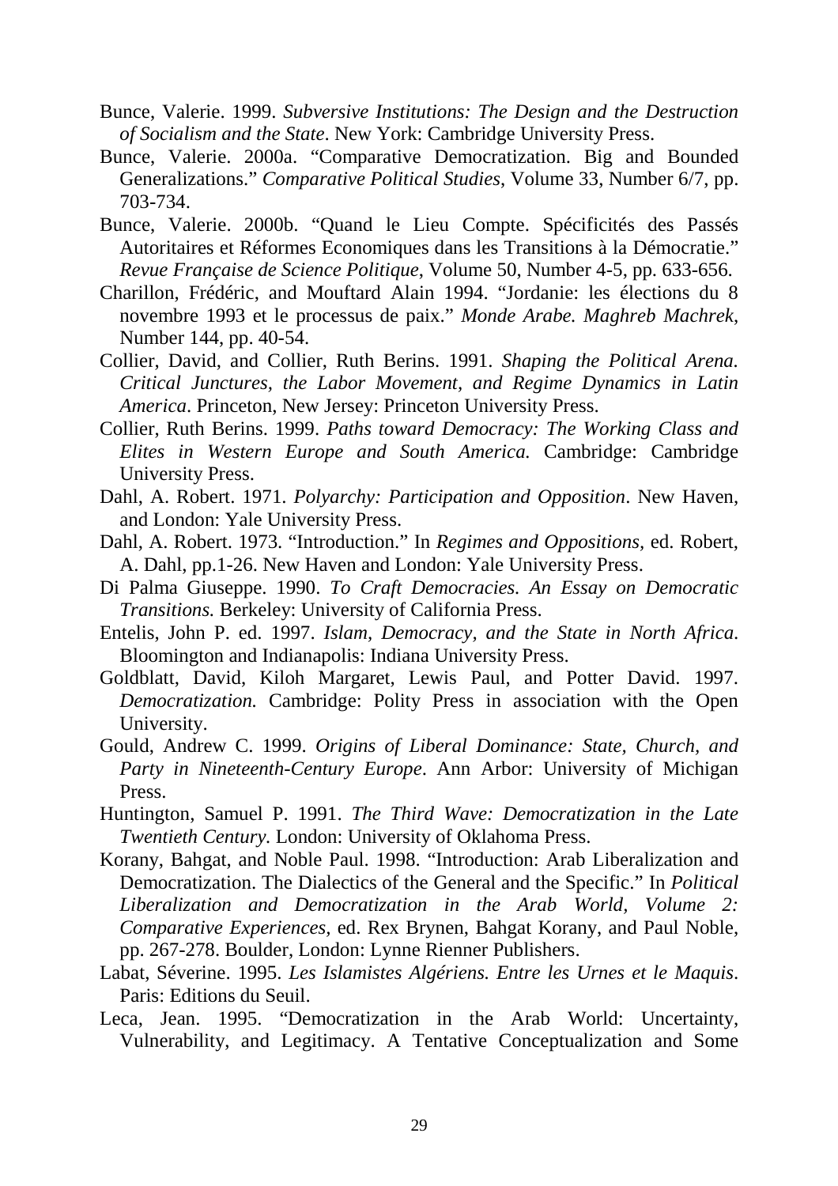Bunce, Valerie. 1999. *Subversive Institutions: The Design and the Destruction of Socialism and the State*. New York: Cambridge University Press.

Bunce, Valerie. 2000a. "Comparative Democratization. Big and Bounded Generalizations." *Comparative Political Studies*, Volume 33, Number 6/7, pp. 703-734.

Bunce, Valerie. 2000b. "Quand le Lieu Compte. Spécificités des Passés Autoritaires et Réformes Economiques dans les Transitions à la Démocratie." *Revue Française de Science Politique*, Volume 50, Number 4-5, pp. 633-656.

Charillon, Frédéric, and Mouftard Alain 1994. "Jordanie: les élections du 8 novembre 1993 et le processus de paix." *Monde Arabe. Maghreb Machrek*, Number 144, pp. 40-54.

Collier, David, and Collier, Ruth Berins. 1991. *Shaping the Political Arena. Critical Junctures, the Labor Movement, and Regime Dynamics in Latin America*. Princeton, New Jersey: Princeton University Press.

Collier, Ruth Berins. 1999. *Paths toward Democracy: The Working Class and Elites in Western Europe and South America.* Cambridge: Cambridge University Press.

Dahl, A. Robert. 1971. *Polyarchy: Participation and Opposition*. New Haven, and London: Yale University Press.

Dahl, A. Robert. 1973. "Introduction." In *Regimes and Oppositions*, ed. Robert, A. Dahl, pp.1-26. New Haven and London: Yale University Press.

Di Palma Giuseppe. 1990. *To Craft Democracies. An Essay on Democratic Transitions.* Berkeley: University of California Press.

Entelis, John P. ed. 1997. *Islam, Democracy, and the State in North Africa*. Bloomington and Indianapolis: Indiana University Press.

Goldblatt, David, Kiloh Margaret, Lewis Paul, and Potter David. 1997. *Democratization.* Cambridge: Polity Press in association with the Open University.

Gould, Andrew C. 1999. *Origins of Liberal Dominance: State, Church, and Party in Nineteenth-Century Europe*. Ann Arbor: University of Michigan Press.

Huntington, Samuel P. 1991. *The Third Wave: Democratization in the Late Twentieth Century.* London: University of Oklahoma Press.

Korany, Bahgat, and Noble Paul. 1998. "Introduction: Arab Liberalization and Democratization. The Dialectics of the General and the Specific." In *Political Liberalization and Democratization in the Arab World, Volume 2: Comparative Experiences,* ed. Rex Brynen, Bahgat Korany, and Paul Noble, pp. 267-278. Boulder, London: Lynne Rienner Publishers.

Labat, Séverine. 1995. *Les Islamistes Algériens. Entre les Urnes et le Maquis*. Paris: Editions du Seuil.

Leca, Jean. 1995. "Democratization in the Arab World: Uncertainty, Vulnerability, and Legitimacy. A Tentative Conceptualization and Some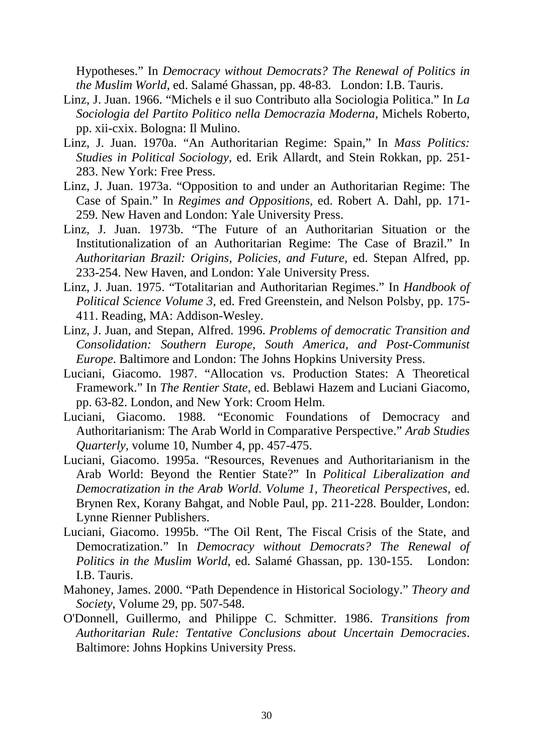Hypotheses." In *Democracy without Democrats? The Renewal of Politics in the Muslim World*, ed. Salamé Ghassan, pp. 48-83. London: I.B. Tauris.

Linz, J. Juan. 1966. "Michels e il suo Contributo alla Sociologia Politica." In *La Sociologia del Partito Politico nella Democrazia Moderna*, Michels Roberto, pp. xii-cxix. Bologna: Il Mulino.

Linz, J. Juan. 1970a. "An Authoritarian Regime: Spain," In *Mass Politics: Studies in Political Sociology*, ed. Erik Allardt, and Stein Rokkan, pp. 251-283. New York: Free Press.

Linz, J. Juan. 1973a. "Opposition to and under an Authoritarian Regime: The Case of Spain." In *Regimes and Oppositions*, ed. Robert A. Dahl, pp. 171-259. New Haven and London: Yale University Press.

Linz, J. Juan. 1973b. "The Future of an Authoritarian Situation or the Institutionalization of an Authoritarian Regime: The Case of Brazil." In *Authoritarian Brazil: Origins, Policies, and Future*, ed. Stepan Alfred, pp. 233-254. New Haven, and London: Yale University Press.

Linz, J. Juan. 1975. "Totalitarian and Authoritarian Regimes." In *Handbook of Political Science Volume 3*, ed. Fred Greenstein, and Nelson Polsby, pp. 175-411. Reading, MA: Addison-Wesley.

Linz, J. Juan, and Stepan, Alfred. 1996. *Problems of democratic Transition and Consolidation: Southern Europe, South America, and Post-Communist Europe*. Baltimore and London: The Johns Hopkins University Press.

Luciani, Giacomo. 1987. "Allocation vs. Production States: A Theoretical Framework." In *The Rentier State*, ed. Beblawi Hazem and Luciani Giacomo, pp. 63-82. London, and New York: Croom Helm.

Luciani, Giacomo. 1988. "Economic Foundations of Democracy and Authoritarianism: The Arab World in Comparative Perspective." *Arab Studies Quarterly*, volume 10, Number 4, pp. 457-475.

Luciani, Giacomo. 1995a. "Resources, Revenues and Authoritarianism in the Arab World: Beyond the Rentier State?" In *Political Liberalization and Democratization in the Arab World. Volume 1, Theoretical Perspectives*, ed. Brynen Rex, Korany Bahgat, and Noble Paul, pp. 211-228. Boulder, London: Lynne Rienner Publishers.

Luciani, Giacomo. 1995b. "The Oil Rent, The Fiscal Crisis of the State, and Democratization." In *Democracy without Democrats? The Renewal of Politics in the Muslim World*, ed. Salamé Ghassan, pp. 130-155. London: I.B. Tauris.

Mahoney, James. 2000. "Path Dependence in Historical Sociology." *Theory and Society*, Volume 29, pp. 507-548.

O'Donnell, Guillermo, and Philippe C. Schmitter. 1986. *Transitions from Authoritarian Rule: Tentative Conclusions about Uncertain Democracies*. Baltimore: Johns Hopkins University Press.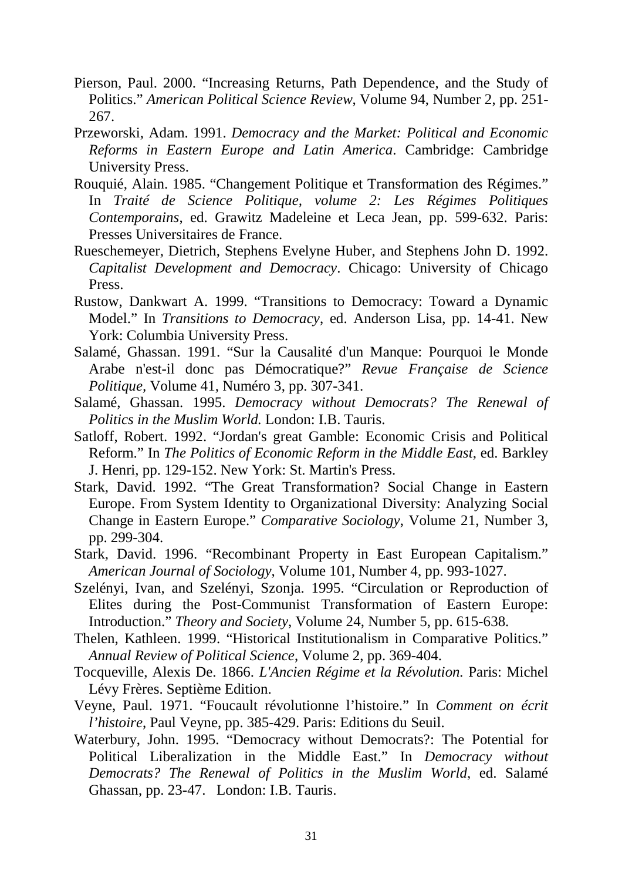Pierson, Paul. 2000. "Increasing Returns, Path Dependence, and the Study of Politics." *American Political Science Review*, Volume 94, Number 2, pp. 251-267.

Przeworski, Adam. 1991. *Democracy and the Market: Political and Economic Reforms in Eastern Europe and Latin America*. Cambridge: Cambridge University Press.

Rouquié, Alain. 1985. "Changement Politique et Transformation des Régimes." In *Traité de Science Politique, volume 2: Les Régimes Politiques Contemporains*, ed. Grawitz Madeleine et Leca Jean, pp. 599-632. Paris: Presses Universitaires de France.

Rueschemeyer, Dietrich, Stephens Evelyne Huber, and Stephens John D. 1992. *Capitalist Development and Democracy*. Chicago: University of Chicago Press.

Rustow, Dankwart A. 1999. "Transitions to Democracy: Toward a Dynamic Model." In *Transitions to Democracy*, ed. Anderson Lisa, pp. 14-41. New York: Columbia University Press.

Salamé, Ghassan. 1991. "Sur la Causalité d'un Manque: Pourquoi le Monde Arabe n'est-il donc pas Démocratique?" *Revue Française de Science Politique*, Volume 41, Numéro 3, pp. 307-341.

Salamé, Ghassan. 1995. *Democracy without Democrats? The Renewal of Politics in the Muslim World.* London: I.B. Tauris.

Satloff, Robert. 1992. "Jordan's great Gamble: Economic Crisis and Political Reform." In *The Politics of Economic Reform in the Middle East*, ed. Barkley J. Henri, pp. 129-152. New York: St. Martin's Press.

Stark, David. 1992. "The Great Transformation? Social Change in Eastern Europe. From System Identity to Organizational Diversity: Analyzing Social Change in Eastern Europe." *Comparative Sociology*, Volume 21, Number 3, pp. 299-304.

Stark, David. 1996. "Recombinant Property in East European Capitalism." *American Journal of Sociology*, Volume 101, Number 4, pp. 993-1027.

Szelényi, Ivan, and Szelényi, Szonja. 1995. "Circulation or Reproduction of Elites during the Post-Communist Transformation of Eastern Europe: Introduction." *Theory and Society*, Volume 24, Number 5, pp. 615-638.

Thelen, Kathleen. 1999. "Historical Institutionalism in Comparative Politics." *Annual Review of Political Science*, Volume 2, pp. 369-404.

Tocqueville, Alexis De. 1866. *L'Ancien Régime et la Révolution.* Paris: Michel Lévy Frères. Septième Edition.

Veyne, Paul. 1971. "Foucault révolutionne l'histoire." In *Comment on écrit l'histoire*, Paul Veyne, pp. 385-429. Paris: Editions du Seuil.

Waterbury, John. 1995. "Democracy without Democrats?: The Potential for Political Liberalization in the Middle East." In *Democracy without Democrats? The Renewal of Politics in the Muslim World*, ed. Salamé Ghassan, pp. 23-47. London: I.B. Tauris.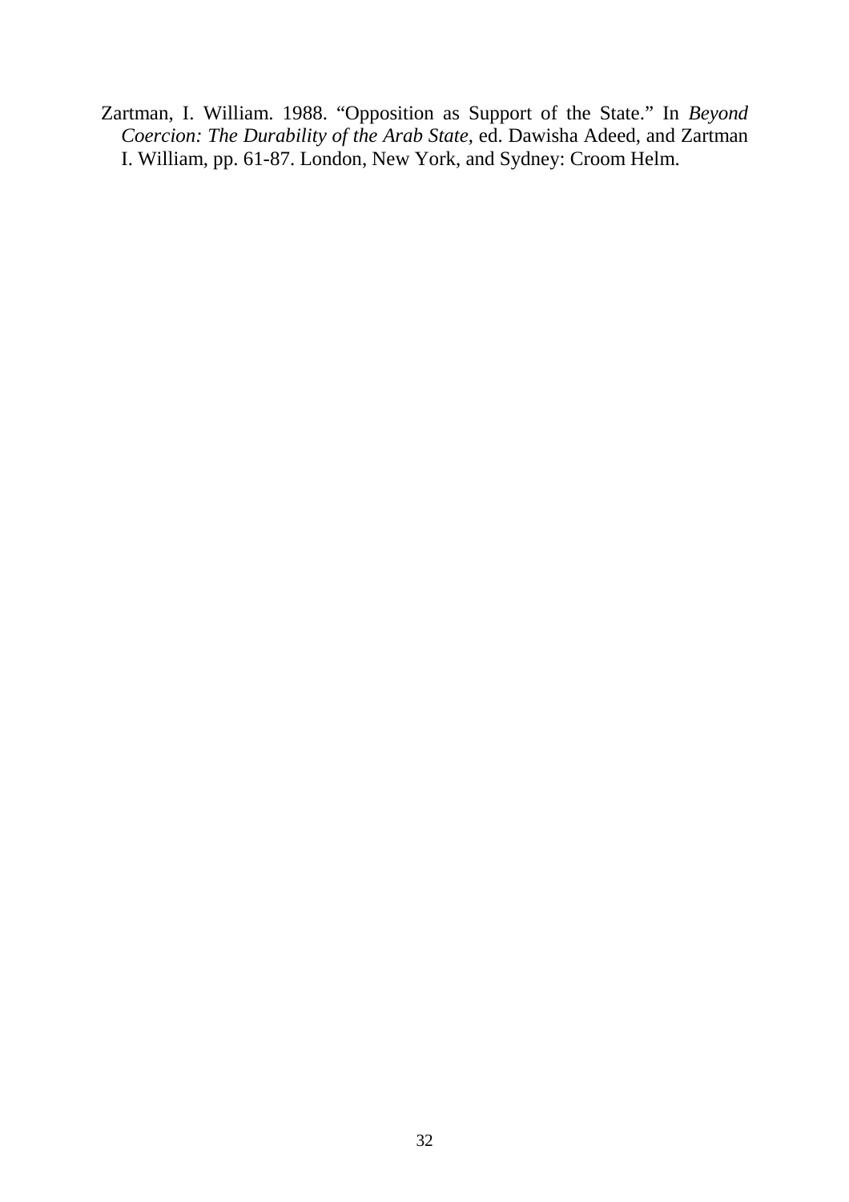Zartman, I. William. 1988. "Opposition as Support of the State." In *Beyond Coercion: The Durability of the Arab State*, ed. Dawisha Adeed, and Zartman I. William, pp. 61-87. London, New York, and Sydney: Croom Helm.